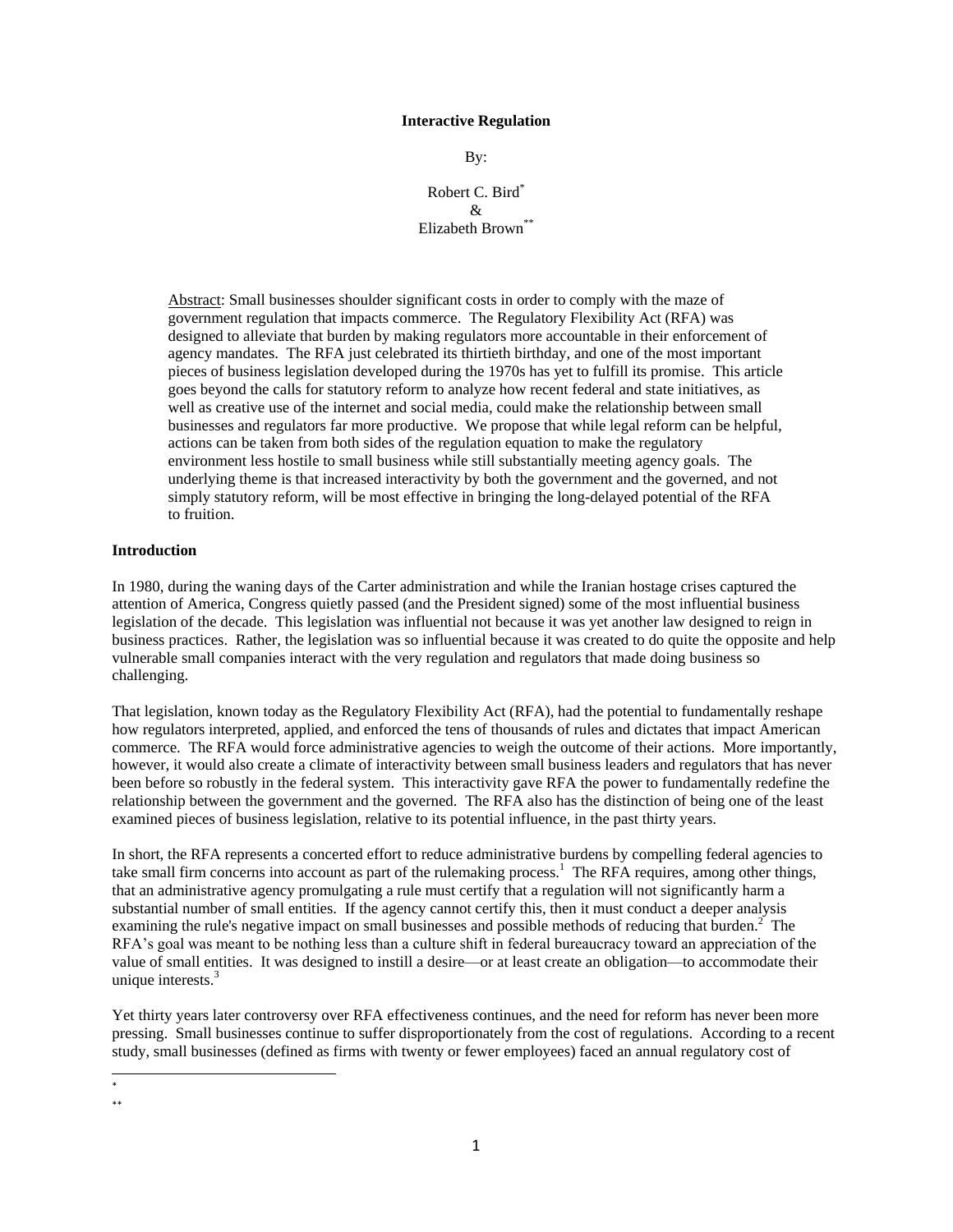**Interactive Regulation**

By:

Robert C. Bird[*]
&
Elizabeth Brown[**]

Abstract: Small businesses shoulder significant costs in order to comply with the maze of government regulation that impacts commerce. The Regulatory Flexibility Act (RFA) was designed to alleviate that burden by making regulators more accountable in their enforcement of agency mandates. The RFA just celebrated its thirtieth birthday, and one of the most important pieces of business legislation developed during the 1970s has yet to fulfill its promise. This article goes beyond the calls for statutory reform to analyze how recent federal and state initiatives, as well as creative use of the internet and social media, could make the relationship between small businesses and regulators far more productive. We propose that while legal reform can be helpful, actions can be taken from both sides of the regulation equation to make the regulatory environment less hostile to small business while still substantially meeting agency goals. The underlying theme is that increased interactivity by both the government and the governed, and not simply statutory reform, will be most effective in bringing the long-delayed potential of the RFA to fruition.

**Introduction**

In 1980, during the waning days of the Carter administration and while the Iranian hostage crises captured the attention of America, Congress quietly passed (and the President signed) some of the most influential business legislation of the decade. This legislation was influential not because it was yet another law designed to reign in business practices. Rather, the legislation was so influential because it was created to do quite the opposite and help vulnerable small companies interact with the very regulation and regulators that made doing business so challenging.

That legislation, known today as the Regulatory Flexibility Act (RFA), had the potential to fundamentally reshape how regulators interpreted, applied, and enforced the tens of thousands of rules and dictates that impact American commerce. The RFA would force administrative agencies to weigh the outcome of their actions. More importantly, however, it would also create a climate of interactivity between small business leaders and regulators that has never been before so robustly in the federal system. This interactivity gave RFA the power to fundamentally redefine the relationship between the government and the governed. The RFA also has the distinction of being one of the least examined pieces of business legislation, relative to its potential influence, in the past thirty years.

In short, the RFA represents a concerted effort to reduce administrative burdens by compelling federal agencies to take small firm concerns into account as part of the rulemaking process.[1] The RFA requires, among other things, that an administrative agency promulgating a rule must certify that a regulation will not significantly harm a substantial number of small entities. If the agency cannot certify this, then it must conduct a deeper analysis examining the rule's negative impact on small businesses and possible methods of reducing that burden.[2] The RFA's goal was meant to be nothing less than a culture shift in federal bureaucracy toward an appreciation of the value of small entities. It was designed to instill a desire—or at least create an obligation—to accommodate their unique interests.[3]

Yet thirty years later controversy over RFA effectiveness continues, and the need for reform has never been more pressing. Small businesses continue to suffer disproportionately from the cost of regulations. According to a recent study, small businesses (defined as firms with twenty or fewer employees) faced an annual regulatory cost of

---

*

**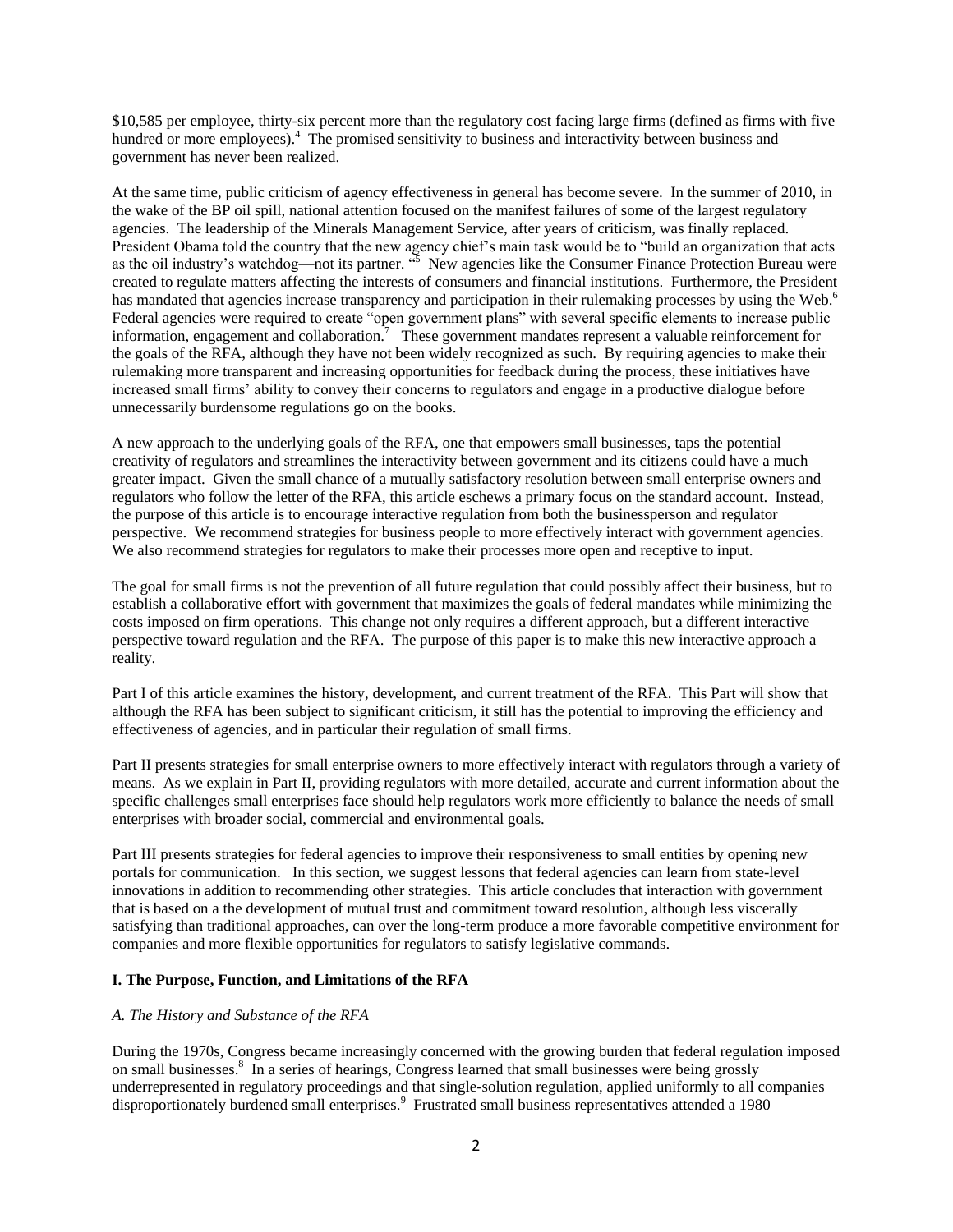$10,585 per employee, thirty-six percent more than the regulatory cost facing large firms (defined as firms with five hundred or more employees).[4] The promised sensitivity to business and interactivity between business and government has never been realized.

At the same time, public criticism of agency effectiveness in general has become severe. In the summer of 2010, in the wake of the BP oil spill, national attention focused on the manifest failures of some of the largest regulatory agencies. The leadership of the Minerals Management Service, after years of criticism, was finally replaced. President Obama told the country that the new agency chief's main task would be to "build an organization that acts as the oil industry's watchdog—not its partner. "[5] New agencies like the Consumer Finance Protection Bureau were created to regulate matters affecting the interests of consumers and financial institutions. Furthermore, the President has mandated that agencies increase transparency and participation in their rulemaking processes by using the Web.[6] Federal agencies were required to create "open government plans" with several specific elements to increase public information, engagement and collaboration.[7] These government mandates represent a valuable reinforcement for the goals of the RFA, although they have not been widely recognized as such. By requiring agencies to make their rulemaking more transparent and increasing opportunities for feedback during the process, these initiatives have increased small firms' ability to convey their concerns to regulators and engage in a productive dialogue before unnecessarily burdensome regulations go on the books.

A new approach to the underlying goals of the RFA, one that empowers small businesses, taps the potential creativity of regulators and streamlines the interactivity between government and its citizens could have a much greater impact. Given the small chance of a mutually satisfactory resolution between small enterprise owners and regulators who follow the letter of the RFA, this article eschews a primary focus on the standard account. Instead, the purpose of this article is to encourage interactive regulation from both the businessperson and regulator perspective. We recommend strategies for business people to more effectively interact with government agencies. We also recommend strategies for regulators to make their processes more open and receptive to input.

The goal for small firms is not the prevention of all future regulation that could possibly affect their business, but to establish a collaborative effort with government that maximizes the goals of federal mandates while minimizing the costs imposed on firm operations. This change not only requires a different approach, but a different interactive perspective toward regulation and the RFA. The purpose of this paper is to make this new interactive approach a reality.

Part I of this article examines the history, development, and current treatment of the RFA. This Part will show that although the RFA has been subject to significant criticism, it still has the potential to improving the efficiency and effectiveness of agencies, and in particular their regulation of small firms.

Part II presents strategies for small enterprise owners to more effectively interact with regulators through a variety of means. As we explain in Part II, providing regulators with more detailed, accurate and current information about the specific challenges small enterprises face should help regulators work more efficiently to balance the needs of small enterprises with broader social, commercial and environmental goals.

Part III presents strategies for federal agencies to improve their responsiveness to small entities by opening new portals for communication. In this section, we suggest lessons that federal agencies can learn from state-level innovations in addition to recommending other strategies. This article concludes that interaction with government that is based on a the development of mutual trust and commitment toward resolution, although less viscerally satisfying than traditional approaches, can over the long-term produce a more favorable competitive environment for companies and more flexible opportunities for regulators to satisfy legislative commands.

## I. The Purpose, Function, and Limitations of the RFA

### *A. The History and Substance of the RFA*

During the 1970s, Congress became increasingly concerned with the growing burden that federal regulation imposed on small businesses.[8] In a series of hearings, Congress learned that small businesses were being grossly underrepresented in regulatory proceedings and that single-solution regulation, applied uniformly to all companies disproportionately burdened small enterprises.[9] Frustrated small business representatives attended a 1980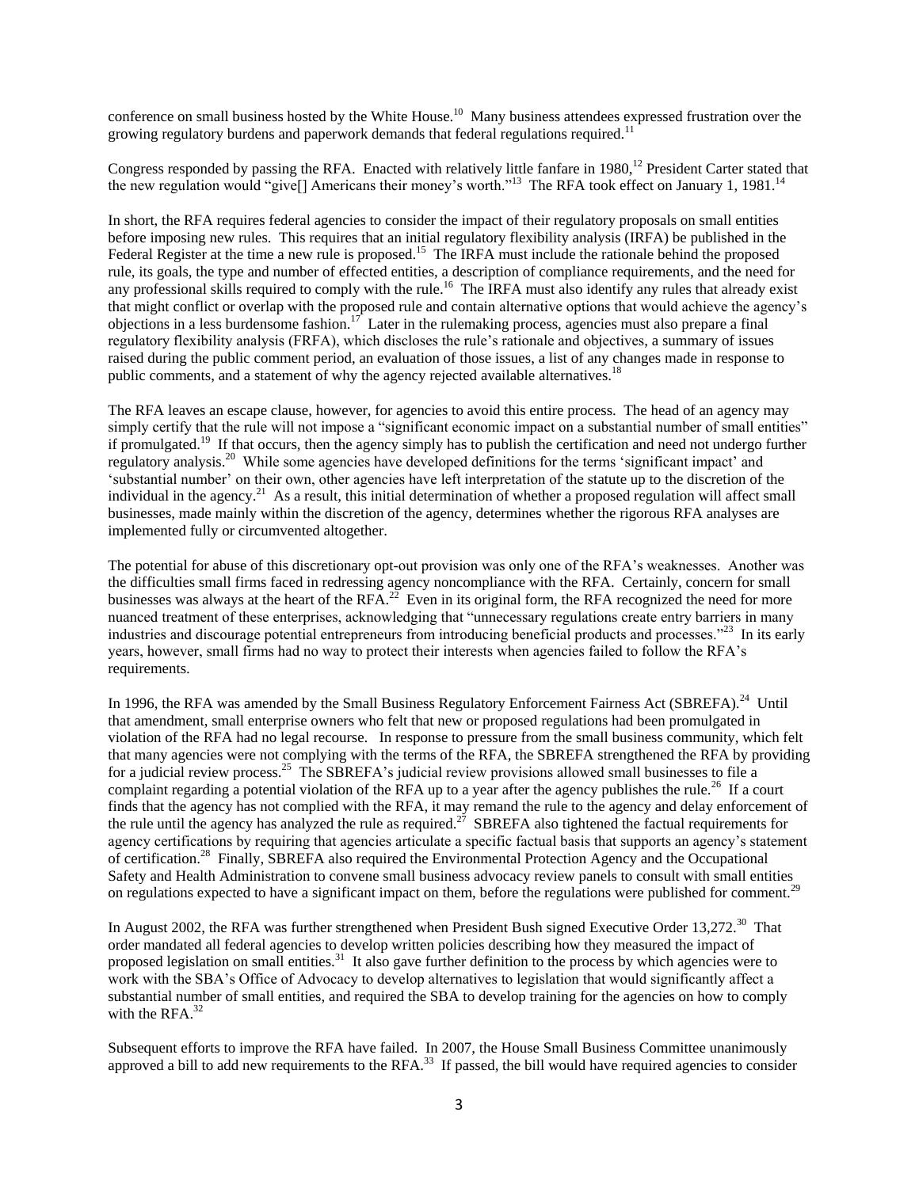conference on small business hosted by the White House.[10] Many business attendees expressed frustration over the growing regulatory burdens and paperwork demands that federal regulations required.[11]

Congress responded by passing the RFA. Enacted with relatively little fanfare in 1980,[12] President Carter stated that the new regulation would "give[] Americans their money's worth."[13] The RFA took effect on January 1, 1981.[14]

In short, the RFA requires federal agencies to consider the impact of their regulatory proposals on small entities before imposing new rules. This requires that an initial regulatory flexibility analysis (IRFA) be published in the Federal Register at the time a new rule is proposed.[15] The IRFA must include the rationale behind the proposed rule, its goals, the type and number of effected entities, a description of compliance requirements, and the need for any professional skills required to comply with the rule.[16] The IRFA must also identify any rules that already exist that might conflict or overlap with the proposed rule and contain alternative options that would achieve the agency's objections in a less burdensome fashion.[17] Later in the rulemaking process, agencies must also prepare a final regulatory flexibility analysis (FRFA), which discloses the rule's rationale and objectives, a summary of issues raised during the public comment period, an evaluation of those issues, a list of any changes made in response to public comments, and a statement of why the agency rejected available alternatives.[18]

The RFA leaves an escape clause, however, for agencies to avoid this entire process. The head of an agency may simply certify that the rule will not impose a "significant economic impact on a substantial number of small entities" if promulgated.[19] If that occurs, then the agency simply has to publish the certification and need not undergo further regulatory analysis.[20] While some agencies have developed definitions for the terms 'significant impact' and 'substantial number' on their own, other agencies have left interpretation of the statute up to the discretion of the individual in the agency.[21] As a result, this initial determination of whether a proposed regulation will affect small businesses, made mainly within the discretion of the agency, determines whether the rigorous RFA analyses are implemented fully or circumvented altogether.

The potential for abuse of this discretionary opt-out provision was only one of the RFA's weaknesses. Another was the difficulties small firms faced in redressing agency noncompliance with the RFA. Certainly, concern for small businesses was always at the heart of the RFA.[22] Even in its original form, the RFA recognized the need for more nuanced treatment of these enterprises, acknowledging that "unnecessary regulations create entry barriers in many industries and discourage potential entrepreneurs from introducing beneficial products and processes."[23] In its early years, however, small firms had no way to protect their interests when agencies failed to follow the RFA's requirements.

In 1996, the RFA was amended by the Small Business Regulatory Enforcement Fairness Act (SBREFA).[24] Until that amendment, small enterprise owners who felt that new or proposed regulations had been promulgated in violation of the RFA had no legal recourse. In response to pressure from the small business community, which felt that many agencies were not complying with the terms of the RFA, the SBREFA strengthened the RFA by providing for a judicial review process.[25] The SBREFA's judicial review provisions allowed small businesses to file a complaint regarding a potential violation of the RFA up to a year after the agency publishes the rule.[26] If a court finds that the agency has not complied with the RFA, it may remand the rule to the agency and delay enforcement of the rule until the agency has analyzed the rule as required.[27] SBREFA also tightened the factual requirements for agency certifications by requiring that agencies articulate a specific factual basis that supports an agency's statement of certification.[28] Finally, SBREFA also required the Environmental Protection Agency and the Occupational Safety and Health Administration to convene small business advocacy review panels to consult with small entities on regulations expected to have a significant impact on them, before the regulations were published for comment.[29]

In August 2002, the RFA was further strengthened when President Bush signed Executive Order 13,272.[30] That order mandated all federal agencies to develop written policies describing how they measured the impact of proposed legislation on small entities.[31] It also gave further definition to the process by which agencies were to work with the SBA's Office of Advocacy to develop alternatives to legislation that would significantly affect a substantial number of small entities, and required the SBA to develop training for the agencies on how to comply with the RFA.[32]

Subsequent efforts to improve the RFA have failed. In 2007, the House Small Business Committee unanimously approved a bill to add new requirements to the RFA.[33] If passed, the bill would have required agencies to consider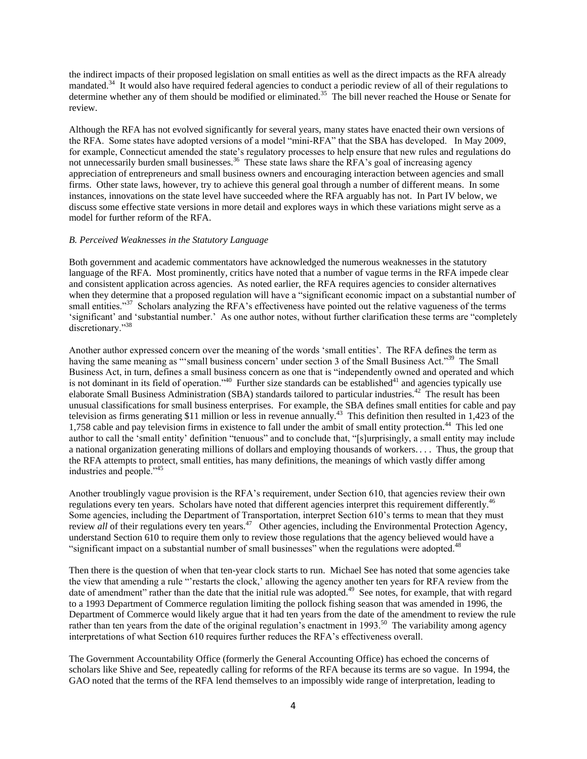the indirect impacts of their proposed legislation on small entities as well as the direct impacts as the RFA already mandated.[34] It would also have required federal agencies to conduct a periodic review of all of their regulations to determine whether any of them should be modified or eliminated.[35] The bill never reached the House or Senate for review.

Although the RFA has not evolved significantly for several years, many states have enacted their own versions of the RFA. Some states have adopted versions of a model "mini-RFA" that the SBA has developed. In May 2009, for example, Connecticut amended the state's regulatory processes to help ensure that new rules and regulations do not unnecessarily burden small businesses.[36] These state laws share the RFA's goal of increasing agency appreciation of entrepreneurs and small business owners and encouraging interaction between agencies and small firms. Other state laws, however, try to achieve this general goal through a number of different means. In some instances, innovations on the state level have succeeded where the RFA arguably has not. In Part IV below, we discuss some effective state versions in more detail and explores ways in which these variations might serve as a model for further reform of the RFA.

*B. Perceived Weaknesses in the Statutory Language*

Both government and academic commentators have acknowledged the numerous weaknesses in the statutory language of the RFA. Most prominently, critics have noted that a number of vague terms in the RFA impede clear and consistent application across agencies. As noted earlier, the RFA requires agencies to consider alternatives when they determine that a proposed regulation will have a "significant economic impact on a substantial number of small entities."[37] Scholars analyzing the RFA's effectiveness have pointed out the relative vagueness of the terms 'significant' and 'substantial number.' As one author notes, without further clarification these terms are "completely discretionary."[38]

Another author expressed concern over the meaning of the words 'small entities'. The RFA defines the term as having the same meaning as "'small business concern' under section 3 of the Small Business Act."[39] The Small Business Act, in turn, defines a small business concern as one that is "independently owned and operated and which is not dominant in its field of operation."[40] Further size standards can be established[41] and agencies typically use elaborate Small Business Administration (SBA) standards tailored to particular industries.[42] The result has been unusual classifications for small business enterprises. For example, the SBA defines small entities for cable and pay television as firms generating $11 million or less in revenue annually.[43] This definition then resulted in 1,423 of the 1,758 cable and pay television firms in existence to fall under the ambit of small entity protection.[44] This led one author to call the 'small entity' definition "tenuous" and to conclude that, "[s]urprisingly, a small entity may include a national organization generating millions of dollars and employing thousands of workers. . . . Thus, the group that the RFA attempts to protect, small entities, has many definitions, the meanings of which vastly differ among industries and people."[45]

Another troublingly vague provision is the RFA's requirement, under Section 610, that agencies review their own regulations every ten years. Scholars have noted that different agencies interpret this requirement differently.[46] Some agencies, including the Department of Transportation, interpret Section 610's terms to mean that they must review *all* of their regulations every ten years.[47] Other agencies, including the Environmental Protection Agency, understand Section 610 to require them only to review those regulations that the agency believed would have a "significant impact on a substantial number of small businesses" when the regulations were adopted.[48]

Then there is the question of when that ten-year clock starts to run. Michael See has noted that some agencies take the view that amending a rule "'restarts the clock,' allowing the agency another ten years for RFA review from the date of amendment" rather than the date that the initial rule was adopted.[49] See notes, for example, that with regard to a 1993 Department of Commerce regulation limiting the pollock fishing season that was amended in 1996, the Department of Commerce would likely argue that it had ten years from the date of the amendment to review the rule rather than ten years from the date of the original regulation's enactment in 1993.[50] The variability among agency interpretations of what Section 610 requires further reduces the RFA's effectiveness overall.

The Government Accountability Office (formerly the General Accounting Office) has echoed the concerns of scholars like Shive and See, repeatedly calling for reforms of the RFA because its terms are so vague. In 1994, the GAO noted that the terms of the RFA lend themselves to an impossibly wide range of interpretation, leading to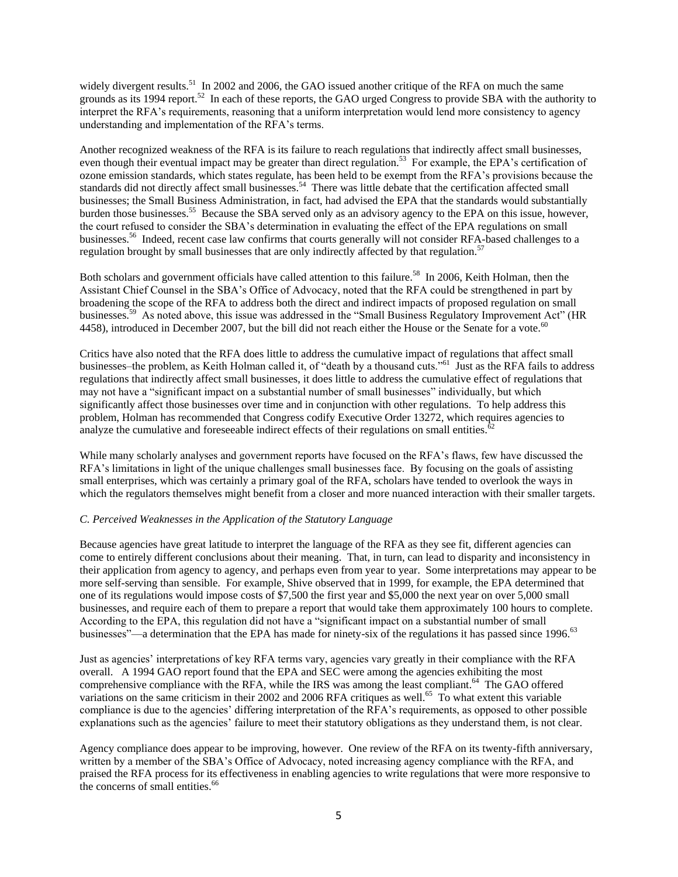widely divergent results.[51] In 2002 and 2006, the GAO issued another critique of the RFA on much the same grounds as its 1994 report.[52] In each of these reports, the GAO urged Congress to provide SBA with the authority to interpret the RFA's requirements, reasoning that a uniform interpretation would lend more consistency to agency understanding and implementation of the RFA's terms.

Another recognized weakness of the RFA is its failure to reach regulations that indirectly affect small businesses, even though their eventual impact may be greater than direct regulation.[53] For example, the EPA's certification of ozone emission standards, which states regulate, has been held to be exempt from the RFA's provisions because the standards did not directly affect small businesses.[54] There was little debate that the certification affected small businesses; the Small Business Administration, in fact, had advised the EPA that the standards would substantially burden those businesses.[55] Because the SBA served only as an advisory agency to the EPA on this issue, however, the court refused to consider the SBA's determination in evaluating the effect of the EPA regulations on small businesses.[56] Indeed, recent case law confirms that courts generally will not consider RFA-based challenges to a regulation brought by small businesses that are only indirectly affected by that regulation.[57]

Both scholars and government officials have called attention to this failure.[58] In 2006, Keith Holman, then the Assistant Chief Counsel in the SBA's Office of Advocacy, noted that the RFA could be strengthened in part by broadening the scope of the RFA to address both the direct and indirect impacts of proposed regulation on small businesses.[59] As noted above, this issue was addressed in the "Small Business Regulatory Improvement Act" (HR 4458), introduced in December 2007, but the bill did not reach either the House or the Senate for a vote.[60]

Critics have also noted that the RFA does little to address the cumulative impact of regulations that affect small businesses–the problem, as Keith Holman called it, of "death by a thousand cuts."[61] Just as the RFA fails to address regulations that indirectly affect small businesses, it does little to address the cumulative effect of regulations that may not have a "significant impact on a substantial number of small businesses" individually, but which significantly affect those businesses over time and in conjunction with other regulations. To help address this problem, Holman has recommended that Congress codify Executive Order 13272, which requires agencies to analyze the cumulative and foreseeable indirect effects of their regulations on small entities.[62]

While many scholarly analyses and government reports have focused on the RFA's flaws, few have discussed the RFA's limitations in light of the unique challenges small businesses face. By focusing on the goals of assisting small enterprises, which was certainly a primary goal of the RFA, scholars have tended to overlook the ways in which the regulators themselves might benefit from a closer and more nuanced interaction with their smaller targets.

### *C. Perceived Weaknesses in the Application of the Statutory Language*

Because agencies have great latitude to interpret the language of the RFA as they see fit, different agencies can come to entirely different conclusions about their meaning. That, in turn, can lead to disparity and inconsistency in their application from agency to agency, and perhaps even from year to year. Some interpretations may appear to be more self-serving than sensible. For example, Shive observed that in 1999, for example, the EPA determined that one of its regulations would impose costs of $7,500 the first year and $5,000 the next year on over 5,000 small businesses, and require each of them to prepare a report that would take them approximately 100 hours to complete. According to the EPA, this regulation did not have a "significant impact on a substantial number of small businesses"—a determination that the EPA has made for ninety-six of the regulations it has passed since 1996.[63]

Just as agencies' interpretations of key RFA terms vary, agencies vary greatly in their compliance with the RFA overall. A 1994 GAO report found that the EPA and SEC were among the agencies exhibiting the most comprehensive compliance with the RFA, while the IRS was among the least compliant.[64] The GAO offered variations on the same criticism in their 2002 and 2006 RFA critiques as well.[65] To what extent this variable compliance is due to the agencies' differing interpretation of the RFA's requirements, as opposed to other possible explanations such as the agencies' failure to meet their statutory obligations as they understand them, is not clear.

Agency compliance does appear to be improving, however. One review of the RFA on its twenty-fifth anniversary, written by a member of the SBA's Office of Advocacy, noted increasing agency compliance with the RFA, and praised the RFA process for its effectiveness in enabling agencies to write regulations that were more responsive to the concerns of small entities.[66]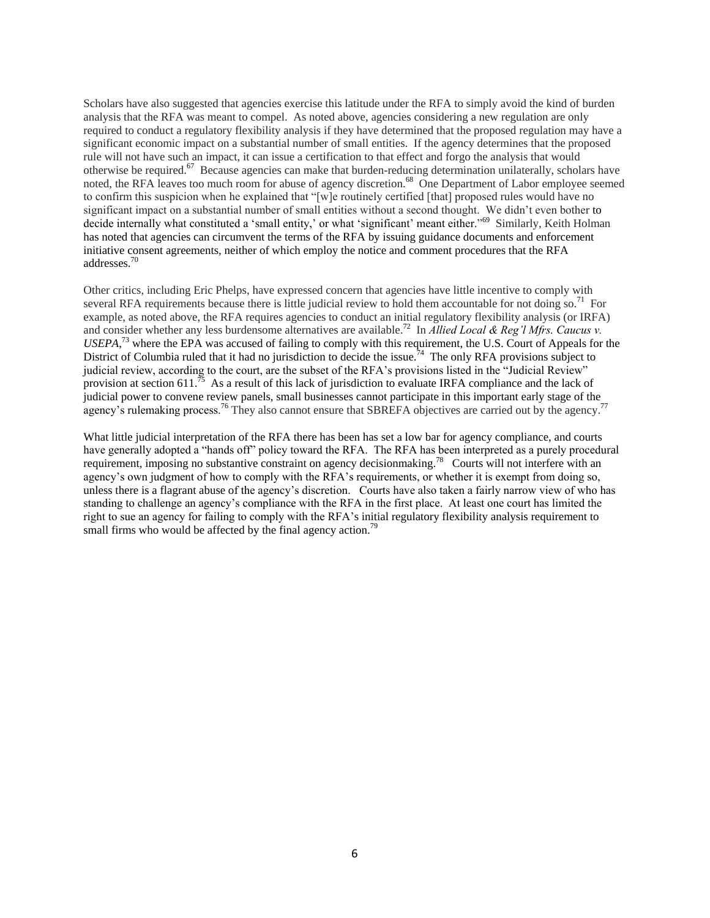Scholars have also suggested that agencies exercise this latitude under the RFA to simply avoid the kind of burden analysis that the RFA was meant to compel. As noted above, agencies considering a new regulation are only required to conduct a regulatory flexibility analysis if they have determined that the proposed regulation may have a significant economic impact on a substantial number of small entities. If the agency determines that the proposed rule will not have such an impact, it can issue a certification to that effect and forgo the analysis that would otherwise be required.[67] Because agencies can make that burden-reducing determination unilaterally, scholars have noted, the RFA leaves too much room for abuse of agency discretion.[68] One Department of Labor employee seemed to confirm this suspicion when he explained that "[w]e routinely certified [that] proposed rules would have no significant impact on a substantial number of small entities without a second thought. We didn't even bother to decide internally what constituted a 'small entity,' or what 'significant' meant either."[69] Similarly, Keith Holman has noted that agencies can circumvent the terms of the RFA by issuing guidance documents and enforcement initiative consent agreements, neither of which employ the notice and comment procedures that the RFA addresses.[70]

Other critics, including Eric Phelps, have expressed concern that agencies have little incentive to comply with several RFA requirements because there is little judicial review to hold them accountable for not doing so.[71] For example, as noted above, the RFA requires agencies to conduct an initial regulatory flexibility analysis (or IRFA) and consider whether any less burdensome alternatives are available.[72] In *Allied Local & Reg'l Mfrs. Caucus v. USEPA*,[73] where the EPA was accused of failing to comply with this requirement, the U.S. Court of Appeals for the District of Columbia ruled that it had no jurisdiction to decide the issue.[74] The only RFA provisions subject to judicial review, according to the court, are the subset of the RFA's provisions listed in the "Judicial Review" provision at section 611.[75] As a result of this lack of jurisdiction to evaluate IRFA compliance and the lack of judicial power to convene review panels, small businesses cannot participate in this important early stage of the agency's rulemaking process.[76] They also cannot ensure that SBREFA objectives are carried out by the agency.[77]

What little judicial interpretation of the RFA there has been has set a low bar for agency compliance, and courts have generally adopted a "hands off" policy toward the RFA. The RFA has been interpreted as a purely procedural requirement, imposing no substantive constraint on agency decisionmaking.[78] Courts will not interfere with an agency's own judgment of how to comply with the RFA's requirements, or whether it is exempt from doing so, unless there is a flagrant abuse of the agency's discretion. Courts have also taken a fairly narrow view of who has standing to challenge an agency's compliance with the RFA in the first place. At least one court has limited the right to sue an agency for failing to comply with the RFA's initial regulatory flexibility analysis requirement to small firms who would be affected by the final agency action.[79]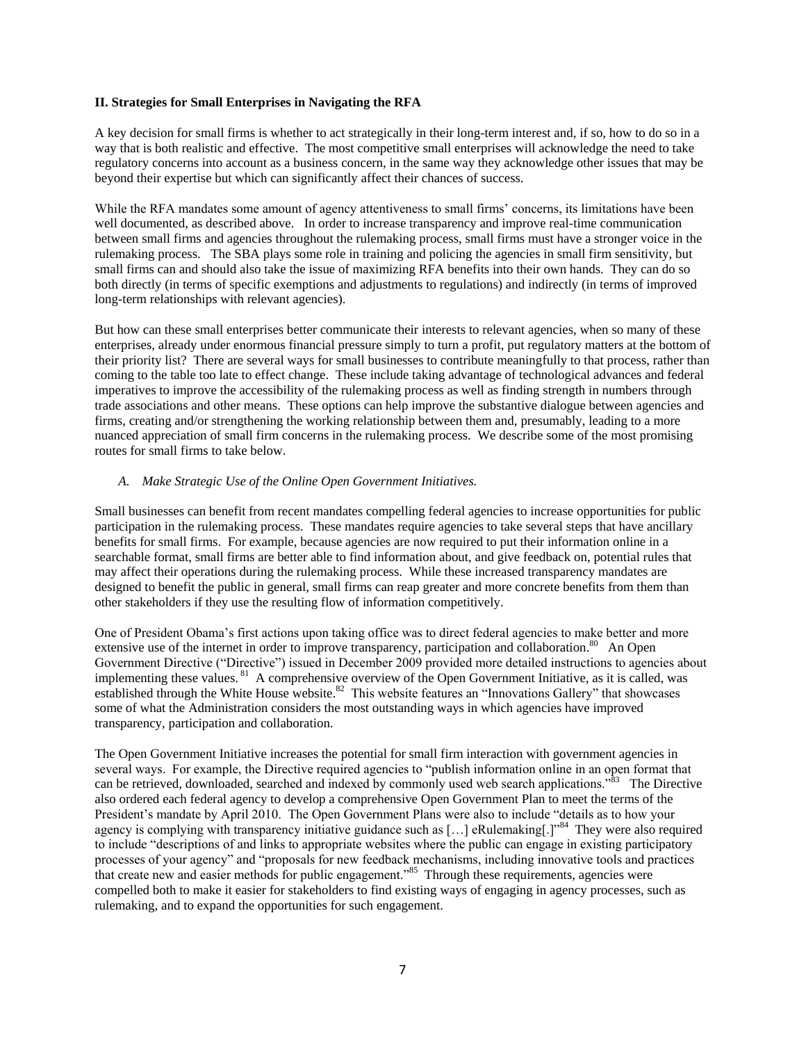### II. Strategies for Small Enterprises in Navigating the RFA

A key decision for small firms is whether to act strategically in their long-term interest and, if so, how to do so in a way that is both realistic and effective. The most competitive small enterprises will acknowledge the need to take regulatory concerns into account as a business concern, in the same way they acknowledge other issues that may be beyond their expertise but which can significantly affect their chances of success.

While the RFA mandates some amount of agency attentiveness to small firms' concerns, its limitations have been well documented, as described above. In order to increase transparency and improve real-time communication between small firms and agencies throughout the rulemaking process, small firms must have a stronger voice in the rulemaking process. The SBA plays some role in training and policing the agencies in small firm sensitivity, but small firms can and should also take the issue of maximizing RFA benefits into their own hands. They can do so both directly (in terms of specific exemptions and adjustments to regulations) and indirectly (in terms of improved long-term relationships with relevant agencies).

But how can these small enterprises better communicate their interests to relevant agencies, when so many of these enterprises, already under enormous financial pressure simply to turn a profit, put regulatory matters at the bottom of their priority list? There are several ways for small businesses to contribute meaningfully to that process, rather than coming to the table too late to effect change. These include taking advantage of technological advances and federal imperatives to improve the accessibility of the rulemaking process as well as finding strength in numbers through trade associations and other means. These options can help improve the substantive dialogue between agencies and firms, creating and/or strengthening the working relationship between them and, presumably, leading to a more nuanced appreciation of small firm concerns in the rulemaking process. We describe some of the most promising routes for small firms to take below.

#### *A. Make Strategic Use of the Online Open Government Initiatives.*

Small businesses can benefit from recent mandates compelling federal agencies to increase opportunities for public participation in the rulemaking process. These mandates require agencies to take several steps that have ancillary benefits for small firms. For example, because agencies are now required to put their information online in a searchable format, small firms are better able to find information about, and give feedback on, potential rules that may affect their operations during the rulemaking process. While these increased transparency mandates are designed to benefit the public in general, small firms can reap greater and more concrete benefits from them than other stakeholders if they use the resulting flow of information competitively.

One of President Obama's first actions upon taking office was to direct federal agencies to make better and more extensive use of the internet in order to improve transparency, participation and collaboration.[80] An Open Government Directive ("Directive") issued in December 2009 provided more detailed instructions to agencies about implementing these values.[81] A comprehensive overview of the Open Government Initiative, as it is called, was established through the White House website.[82] This website features an "Innovations Gallery" that showcases some of what the Administration considers the most outstanding ways in which agencies have improved transparency, participation and collaboration.

The Open Government Initiative increases the potential for small firm interaction with government agencies in several ways. For example, the Directive required agencies to "publish information online in an open format that can be retrieved, downloaded, searched and indexed by commonly used web search applications."[83] The Directive also ordered each federal agency to develop a comprehensive Open Government Plan to meet the terms of the President's mandate by April 2010. The Open Government Plans were also to include "details as to how your agency is complying with transparency initiative guidance such as […] eRulemaking[.]"[84] They were also required to include "descriptions of and links to appropriate websites where the public can engage in existing participatory processes of your agency" and "proposals for new feedback mechanisms, including innovative tools and practices that create new and easier methods for public engagement."[85] Through these requirements, agencies were compelled both to make it easier for stakeholders to find existing ways of engaging in agency processes, such as rulemaking, and to expand the opportunities for such engagement.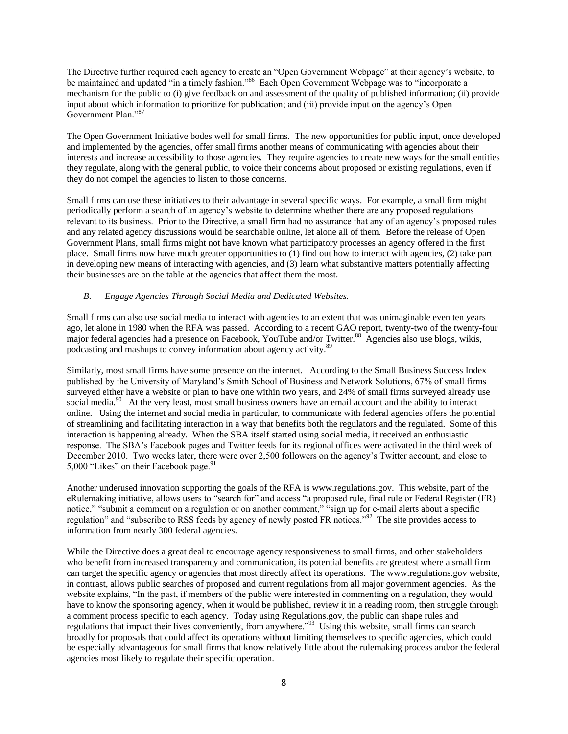The Directive further required each agency to create an "Open Government Webpage" at their agency's website, to be maintained and updated "in a timely fashion."[86] Each Open Government Webpage was to "incorporate a mechanism for the public to (i) give feedback on and assessment of the quality of published information; (ii) provide input about which information to prioritize for publication; and (iii) provide input on the agency's Open Government Plan."[87]

The Open Government Initiative bodes well for small firms. The new opportunities for public input, once developed and implemented by the agencies, offer small firms another means of communicating with agencies about their interests and increase accessibility to those agencies. They require agencies to create new ways for the small entities they regulate, along with the general public, to voice their concerns about proposed or existing regulations, even if they do not compel the agencies to listen to those concerns.

Small firms can use these initiatives to their advantage in several specific ways. For example, a small firm might periodically perform a search of an agency's website to determine whether there are any proposed regulations relevant to its business. Prior to the Directive, a small firm had no assurance that any of an agency's proposed rules and any related agency discussions would be searchable online, let alone all of them. Before the release of Open Government Plans, small firms might not have known what participatory processes an agency offered in the first place. Small firms now have much greater opportunities to (1) find out how to interact with agencies, (2) take part in developing new means of interacting with agencies, and (3) learn what substantive matters potentially affecting their businesses are on the table at the agencies that affect them the most.

### *B. Engage Agencies Through Social Media and Dedicated Websites.*

Small firms can also use social media to interact with agencies to an extent that was unimaginable even ten years ago, let alone in 1980 when the RFA was passed. According to a recent GAO report, twenty-two of the twenty-four major federal agencies had a presence on Facebook, YouTube and/or Twitter.[88] Agencies also use blogs, wikis, podcasting and mashups to convey information about agency activity.[89]

Similarly, most small firms have some presence on the internet. According to the Small Business Success Index published by the University of Maryland's Smith School of Business and Network Solutions, 67% of small firms surveyed either have a website or plan to have one within two years, and 24% of small firms surveyed already use social media.[90] At the very least, most small business owners have an email account and the ability to interact online. Using the internet and social media in particular, to communicate with federal agencies offers the potential of streamlining and facilitating interaction in a way that benefits both the regulators and the regulated. Some of this interaction is happening already. When the SBA itself started using social media, it received an enthusiastic response. The SBA's Facebook pages and Twitter feeds for its regional offices were activated in the third week of December 2010. Two weeks later, there were over 2,500 followers on the agency's Twitter account, and close to 5,000 "Likes" on their Facebook page.[91]

Another underused innovation supporting the goals of the RFA is www.regulations.gov. This website, part of the eRulemaking initiative, allows users to "search for" and access "a proposed rule, final rule or Federal Register (FR) notice," "submit a comment on a regulation or on another comment," "sign up for e-mail alerts about a specific regulation" and "subscribe to RSS feeds by agency of newly posted FR notices."[92] The site provides access to information from nearly 300 federal agencies.

While the Directive does a great deal to encourage agency responsiveness to small firms, and other stakeholders who benefit from increased transparency and communication, its potential benefits are greatest where a small firm can target the specific agency or agencies that most directly affect its operations. The www.regulations.gov website, in contrast, allows public searches of proposed and current regulations from all major government agencies. As the website explains, "In the past, if members of the public were interested in commenting on a regulation, they would have to know the sponsoring agency, when it would be published, review it in a reading room, then struggle through a comment process specific to each agency. Today using Regulations.gov, the public can shape rules and regulations that impact their lives conveniently, from anywhere."[93] Using this website, small firms can search broadly for proposals that could affect its operations without limiting themselves to specific agencies, which could be especially advantageous for small firms that know relatively little about the rulemaking process and/or the federal agencies most likely to regulate their specific operation.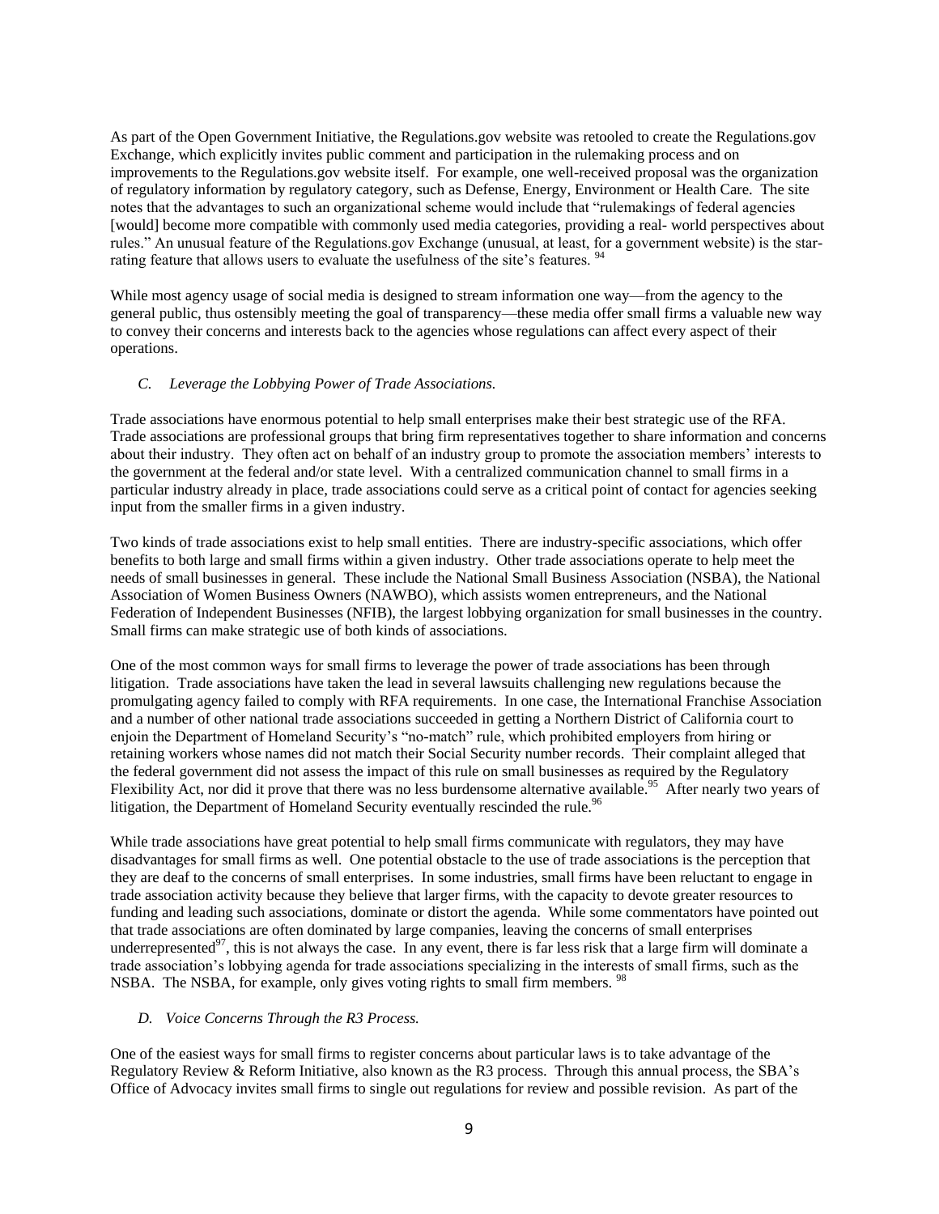As part of the Open Government Initiative, the Regulations.gov website was retooled to create the Regulations.gov Exchange, which explicitly invites public comment and participation in the rulemaking process and on improvements to the Regulations.gov website itself. For example, one well-received proposal was the organization of regulatory information by regulatory category, such as Defense, Energy, Environment or Health Care. The site notes that the advantages to such an organizational scheme would include that "rulemakings of federal agencies [would] become more compatible with commonly used media categories, providing a real- world perspectives about rules." An unusual feature of the Regulations.gov Exchange (unusual, at least, for a government website) is the star-rating feature that allows users to evaluate the usefulness of the site's features. [94]

While most agency usage of social media is designed to stream information one way—from the agency to the general public, thus ostensibly meeting the goal of transparency—these media offer small firms a valuable new way to convey their concerns and interests back to the agencies whose regulations can affect every aspect of their operations.

### *C. Leverage the Lobbying Power of Trade Associations.*

Trade associations have enormous potential to help small enterprises make their best strategic use of the RFA. Trade associations are professional groups that bring firm representatives together to share information and concerns about their industry. They often act on behalf of an industry group to promote the association members' interests to the government at the federal and/or state level. With a centralized communication channel to small firms in a particular industry already in place, trade associations could serve as a critical point of contact for agencies seeking input from the smaller firms in a given industry.

Two kinds of trade associations exist to help small entities. There are industry-specific associations, which offer benefits to both large and small firms within a given industry. Other trade associations operate to help meet the needs of small businesses in general. These include the National Small Business Association (NSBA), the National Association of Women Business Owners (NAWBO), which assists women entrepreneurs, and the National Federation of Independent Businesses (NFIB), the largest lobbying organization for small businesses in the country. Small firms can make strategic use of both kinds of associations.

One of the most common ways for small firms to leverage the power of trade associations has been through litigation. Trade associations have taken the lead in several lawsuits challenging new regulations because the promulgating agency failed to comply with RFA requirements. In one case, the International Franchise Association and a number of other national trade associations succeeded in getting a Northern District of California court to enjoin the Department of Homeland Security's "no-match" rule, which prohibited employers from hiring or retaining workers whose names did not match their Social Security number records. Their complaint alleged that the federal government did not assess the impact of this rule on small businesses as required by the Regulatory Flexibility Act, nor did it prove that there was no less burdensome alternative available.[95] After nearly two years of litigation, the Department of Homeland Security eventually rescinded the rule.[96]

While trade associations have great potential to help small firms communicate with regulators, they may have disadvantages for small firms as well. One potential obstacle to the use of trade associations is the perception that they are deaf to the concerns of small enterprises. In some industries, small firms have been reluctant to engage in trade association activity because they believe that larger firms, with the capacity to devote greater resources to funding and leading such associations, dominate or distort the agenda. While some commentators have pointed out that trade associations are often dominated by large companies, leaving the concerns of small enterprises underrepresented[97], this is not always the case. In any event, there is far less risk that a large firm will dominate a trade association's lobbying agenda for trade associations specializing in the interests of small firms, such as the NSBA. The NSBA, for example, only gives voting rights to small firm members. [98]

### *D. Voice Concerns Through the R3 Process.*

One of the easiest ways for small firms to register concerns about particular laws is to take advantage of the Regulatory Review & Reform Initiative, also known as the R3 process. Through this annual process, the SBA's Office of Advocacy invites small firms to single out regulations for review and possible revision. As part of the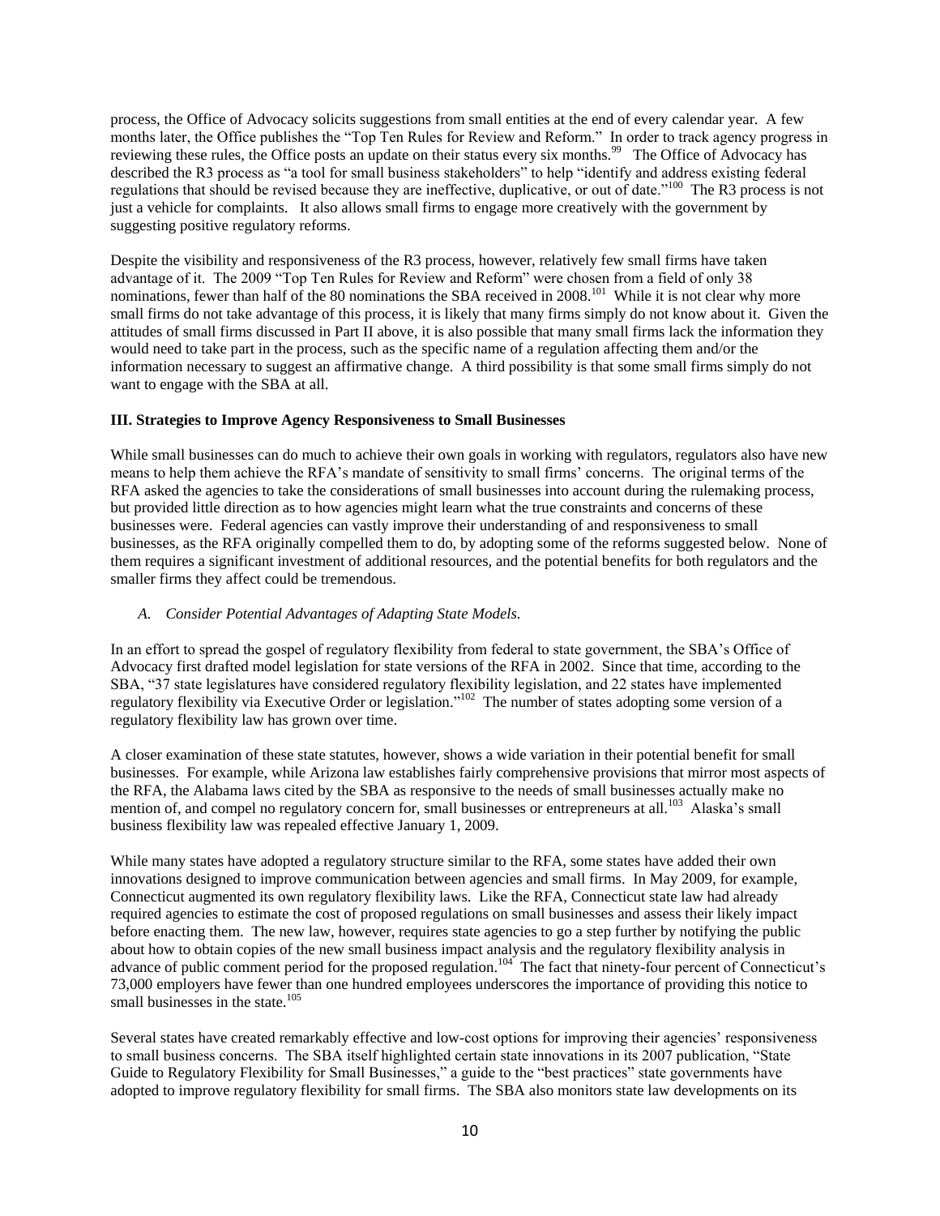process, the Office of Advocacy solicits suggestions from small entities at the end of every calendar year. A few months later, the Office publishes the "Top Ten Rules for Review and Reform." In order to track agency progress in reviewing these rules, the Office posts an update on their status every six months.[99] The Office of Advocacy has described the R3 process as "a tool for small business stakeholders" to help "identify and address existing federal regulations that should be revised because they are ineffective, duplicative, or out of date."[100] The R3 process is not just a vehicle for complaints. It also allows small firms to engage more creatively with the government by suggesting positive regulatory reforms.

Despite the visibility and responsiveness of the R3 process, however, relatively few small firms have taken advantage of it. The 2009 "Top Ten Rules for Review and Reform" were chosen from a field of only 38 nominations, fewer than half of the 80 nominations the SBA received in 2008.[101] While it is not clear why more small firms do not take advantage of this process, it is likely that many firms simply do not know about it. Given the attitudes of small firms discussed in Part II above, it is also possible that many small firms lack the information they would need to take part in the process, such as the specific name of a regulation affecting them and/or the information necessary to suggest an affirmative change. A third possibility is that some small firms simply do not want to engage with the SBA at all.

### III. Strategies to Improve Agency Responsiveness to Small Businesses

While small businesses can do much to achieve their own goals in working with regulators, regulators also have new means to help them achieve the RFA's mandate of sensitivity to small firms' concerns. The original terms of the RFA asked the agencies to take the considerations of small businesses into account during the rulemaking process, but provided little direction as to how agencies might learn what the true constraints and concerns of these businesses were. Federal agencies can vastly improve their understanding of and responsiveness to small businesses, as the RFA originally compelled them to do, by adopting some of the reforms suggested below. None of them requires a significant investment of additional resources, and the potential benefits for both regulators and the smaller firms they affect could be tremendous.

#### *A. Consider Potential Advantages of Adapting State Models.*

In an effort to spread the gospel of regulatory flexibility from federal to state government, the SBA's Office of Advocacy first drafted model legislation for state versions of the RFA in 2002. Since that time, according to the SBA, "37 state legislatures have considered regulatory flexibility legislation, and 22 states have implemented regulatory flexibility via Executive Order or legislation."[102] The number of states adopting some version of a regulatory flexibility law has grown over time.

A closer examination of these state statutes, however, shows a wide variation in their potential benefit for small businesses. For example, while Arizona law establishes fairly comprehensive provisions that mirror most aspects of the RFA, the Alabama laws cited by the SBA as responsive to the needs of small businesses actually make no mention of, and compel no regulatory concern for, small businesses or entrepreneurs at all.[103] Alaska's small business flexibility law was repealed effective January 1, 2009.

While many states have adopted a regulatory structure similar to the RFA, some states have added their own innovations designed to improve communication between agencies and small firms. In May 2009, for example, Connecticut augmented its own regulatory flexibility laws. Like the RFA, Connecticut state law had already required agencies to estimate the cost of proposed regulations on small businesses and assess their likely impact before enacting them. The new law, however, requires state agencies to go a step further by notifying the public about how to obtain copies of the new small business impact analysis and the regulatory flexibility analysis in advance of public comment period for the proposed regulation.[104] The fact that ninety-four percent of Connecticut's 73,000 employers have fewer than one hundred employees underscores the importance of providing this notice to small businesses in the state.[105]

Several states have created remarkably effective and low-cost options for improving their agencies' responsiveness to small business concerns. The SBA itself highlighted certain state innovations in its 2007 publication, "State Guide to Regulatory Flexibility for Small Businesses," a guide to the "best practices" state governments have adopted to improve regulatory flexibility for small firms. The SBA also monitors state law developments on its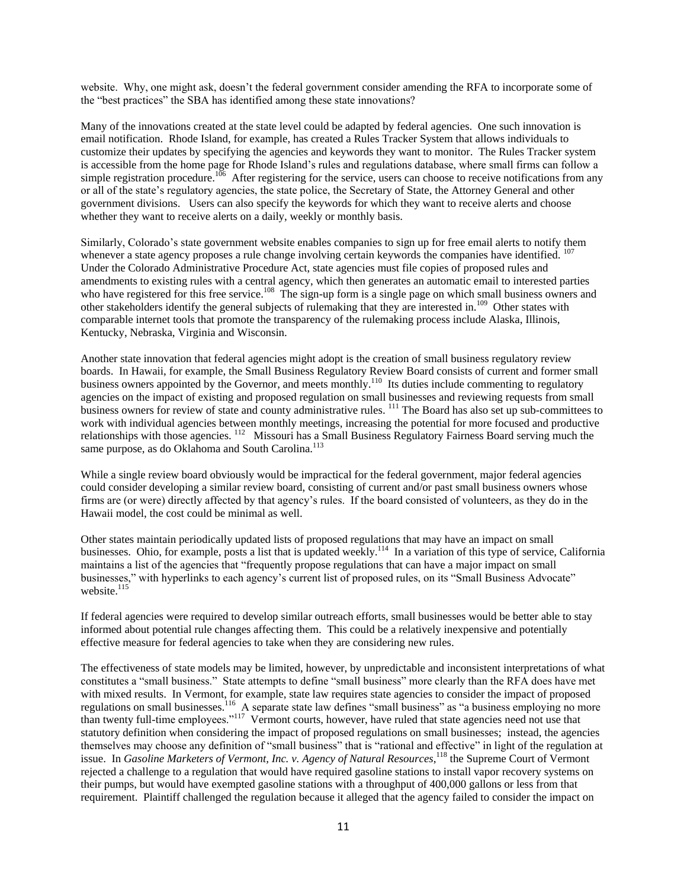website. Why, one might ask, doesn't the federal government consider amending the RFA to incorporate some of the "best practices" the SBA has identified among these state innovations?

Many of the innovations created at the state level could be adapted by federal agencies. One such innovation is email notification. Rhode Island, for example, has created a Rules Tracker System that allows individuals to customize their updates by specifying the agencies and keywords they want to monitor. The Rules Tracker system is accessible from the home page for Rhode Island's rules and regulations database, where small firms can follow a simple registration procedure.[106] After registering for the service, users can choose to receive notifications from any or all of the state's regulatory agencies, the state police, the Secretary of State, the Attorney General and other government divisions. Users can also specify the keywords for which they want to receive alerts and choose whether they want to receive alerts on a daily, weekly or monthly basis.

Similarly, Colorado's state government website enables companies to sign up for free email alerts to notify them whenever a state agency proposes a rule change involving certain keywords the companies have identified.[107] Under the Colorado Administrative Procedure Act, state agencies must file copies of proposed rules and amendments to existing rules with a central agency, which then generates an automatic email to interested parties who have registered for this free service.[108] The sign-up form is a single page on which small business owners and other stakeholders identify the general subjects of rulemaking that they are interested in.[109] Other states with comparable internet tools that promote the transparency of the rulemaking process include Alaska, Illinois, Kentucky, Nebraska, Virginia and Wisconsin.

Another state innovation that federal agencies might adopt is the creation of small business regulatory review boards. In Hawaii, for example, the Small Business Regulatory Review Board consists of current and former small business owners appointed by the Governor, and meets monthly.[110] Its duties include commenting to regulatory agencies on the impact of existing and proposed regulation on small businesses and reviewing requests from small business owners for review of state and county administrative rules.[111] The Board has also set up sub-committees to work with individual agencies between monthly meetings, increasing the potential for more focused and productive relationships with those agencies.[112] Missouri has a Small Business Regulatory Fairness Board serving much the same purpose, as do Oklahoma and South Carolina.[113]

While a single review board obviously would be impractical for the federal government, major federal agencies could consider developing a similar review board, consisting of current and/or past small business owners whose firms are (or were) directly affected by that agency's rules. If the board consisted of volunteers, as they do in the Hawaii model, the cost could be minimal as well.

Other states maintain periodically updated lists of proposed regulations that may have an impact on small businesses. Ohio, for example, posts a list that is updated weekly.[114] In a variation of this type of service, California maintains a list of the agencies that "frequently propose regulations that can have a major impact on small businesses," with hyperlinks to each agency's current list of proposed rules, on its "Small Business Advocate" website.[115]

If federal agencies were required to develop similar outreach efforts, small businesses would be better able to stay informed about potential rule changes affecting them. This could be a relatively inexpensive and potentially effective measure for federal agencies to take when they are considering new rules.

The effectiveness of state models may be limited, however, by unpredictable and inconsistent interpretations of what constitutes a "small business." State attempts to define "small business" more clearly than the RFA does have met with mixed results. In Vermont, for example, state law requires state agencies to consider the impact of proposed regulations on small businesses.[116] A separate state law defines "small business" as "a business employing no more than twenty full-time employees."[117] Vermont courts, however, have ruled that state agencies need not use that statutory definition when considering the impact of proposed regulations on small businesses; instead, the agencies themselves may choose any definition of "small business" that is "rational and effective" in light of the regulation at issue. In *Gasoline Marketers of Vermont, Inc. v. Agency of Natural Resources*,[118] the Supreme Court of Vermont rejected a challenge to a regulation that would have required gasoline stations to install vapor recovery systems on their pumps, but would have exempted gasoline stations with a throughput of 400,000 gallons or less from that requirement. Plaintiff challenged the regulation because it alleged that the agency failed to consider the impact on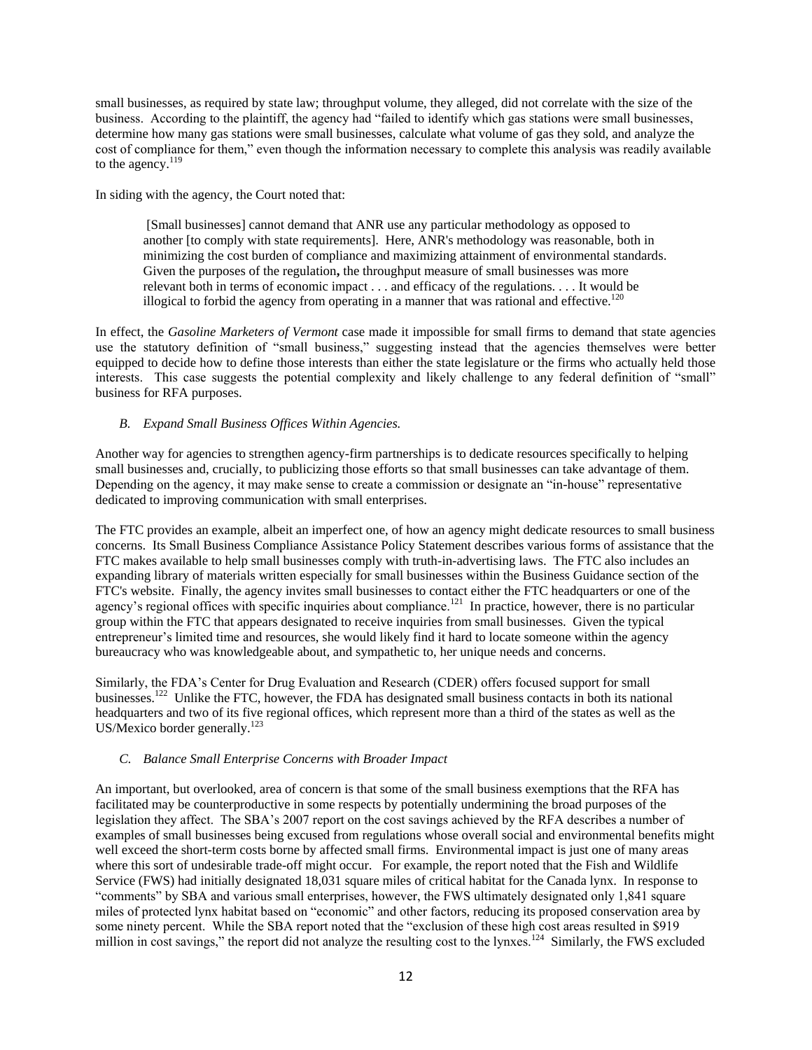small businesses, as required by state law; throughput volume, they alleged, did not correlate with the size of the business. According to the plaintiff, the agency had "failed to identify which gas stations were small businesses, determine how many gas stations were small businesses, calculate what volume of gas they sold, and analyze the cost of compliance for them," even though the information necessary to complete this analysis was readily available to the agency.[119]

In siding with the agency, the Court noted that:

> [Small businesses] cannot demand that ANR use any particular methodology as opposed to another [to comply with state requirements]. Here, ANR's methodology was reasonable, both in minimizing the cost burden of compliance and maximizing attainment of environmental standards. Given the purposes of the regulation**,** the throughput measure of small businesses was more relevant both in terms of economic impact . . . and efficacy of the regulations. . . . It would be illogical to forbid the agency from operating in a manner that was rational and effective.[120]

In effect, the *Gasoline Marketers of Vermont* case made it impossible for small firms to demand that state agencies use the statutory definition of "small business," suggesting instead that the agencies themselves were better equipped to decide how to define those interests than either the state legislature or the firms who actually held those interests. This case suggests the potential complexity and likely challenge to any federal definition of "small" business for RFA purposes.

### *B. Expand Small Business Offices Within Agencies.*

Another way for agencies to strengthen agency-firm partnerships is to dedicate resources specifically to helping small businesses and, crucially, to publicizing those efforts so that small businesses can take advantage of them. Depending on the agency, it may make sense to create a commission or designate an "in-house" representative dedicated to improving communication with small enterprises.

The FTC provides an example, albeit an imperfect one, of how an agency might dedicate resources to small business concerns. Its Small Business Compliance Assistance Policy Statement describes various forms of assistance that the FTC makes available to help small businesses comply with truth-in-advertising laws. The FTC also includes an expanding library of materials written especially for small businesses within the Business Guidance section of the FTC's website. Finally, the agency invites small businesses to contact either the FTC headquarters or one of the agency's regional offices with specific inquiries about compliance.[121] In practice, however, there is no particular group within the FTC that appears designated to receive inquiries from small businesses. Given the typical entrepreneur's limited time and resources, she would likely find it hard to locate someone within the agency bureaucracy who was knowledgeable about, and sympathetic to, her unique needs and concerns.

Similarly, the FDA's Center for Drug Evaluation and Research (CDER) offers focused support for small businesses.[122] Unlike the FTC, however, the FDA has designated small business contacts in both its national headquarters and two of its five regional offices, which represent more than a third of the states as well as the US/Mexico border generally.[123]

### *C. Balance Small Enterprise Concerns with Broader Impact*

An important, but overlooked, area of concern is that some of the small business exemptions that the RFA has facilitated may be counterproductive in some respects by potentially undermining the broad purposes of the legislation they affect. The SBA's 2007 report on the cost savings achieved by the RFA describes a number of examples of small businesses being excused from regulations whose overall social and environmental benefits might well exceed the short-term costs borne by affected small firms. Environmental impact is just one of many areas where this sort of undesirable trade-off might occur. For example, the report noted that the Fish and Wildlife Service (FWS) had initially designated 18,031 square miles of critical habitat for the Canada lynx. In response to "comments" by SBA and various small enterprises, however, the FWS ultimately designated only 1,841 square miles of protected lynx habitat based on "economic" and other factors, reducing its proposed conservation area by some ninety percent. While the SBA report noted that the "exclusion of these high cost areas resulted in $919 million in cost savings," the report did not analyze the resulting cost to the lynxes.[124] Similarly, the FWS excluded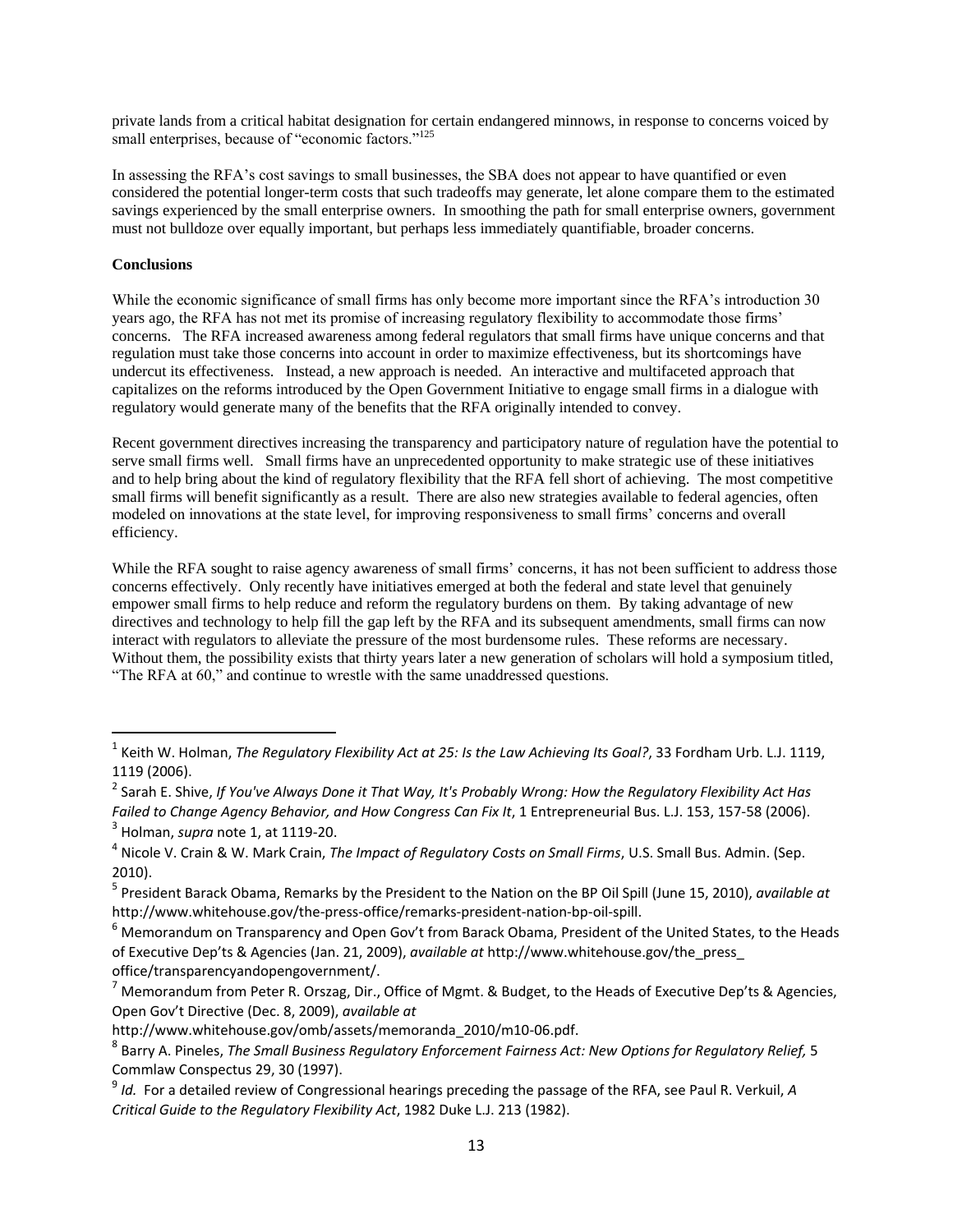private lands from a critical habitat designation for certain endangered minnows, in response to concerns voiced by small enterprises, because of "economic factors."[125]

In assessing the RFA's cost savings to small businesses, the SBA does not appear to have quantified or even considered the potential longer-term costs that such tradeoffs may generate, let alone compare them to the estimated savings experienced by the small enterprise owners. In smoothing the path for small enterprise owners, government must not bulldoze over equally important, but perhaps less immediately quantifiable, broader concerns.

**Conclusions**

While the economic significance of small firms has only become more important since the RFA's introduction 30 years ago, the RFA has not met its promise of increasing regulatory flexibility to accommodate those firms' concerns. The RFA increased awareness among federal regulators that small firms have unique concerns and that regulation must take those concerns into account in order to maximize effectiveness, but its shortcomings have undercut its effectiveness. Instead, a new approach is needed. An interactive and multifaceted approach that capitalizes on the reforms introduced by the Open Government Initiative to engage small firms in a dialogue with regulatory would generate many of the benefits that the RFA originally intended to convey.

Recent government directives increasing the transparency and participatory nature of regulation have the potential to serve small firms well. Small firms have an unprecedented opportunity to make strategic use of these initiatives and to help bring about the kind of regulatory flexibility that the RFA fell short of achieving. The most competitive small firms will benefit significantly as a result. There are also new strategies available to federal agencies, often modeled on innovations at the state level, for improving responsiveness to small firms' concerns and overall efficiency.

While the RFA sought to raise agency awareness of small firms' concerns, it has not been sufficient to address those concerns effectively. Only recently have initiatives emerged at both the federal and state level that genuinely empower small firms to help reduce and reform the regulatory burdens on them. By taking advantage of new directives and technology to help fill the gap left by the RFA and its subsequent amendments, small firms can now interact with regulators to alleviate the pressure of the most burdensome rules. These reforms are necessary. Without them, the possibility exists that thirty years later a new generation of scholars will hold a symposium titled, "The RFA at 60," and continue to wrestle with the same unaddressed questions.

---

[1] Keith W. Holman, *The Regulatory Flexibility Act at 25: Is the Law Achieving Its Goal?*, 33 Fordham Urb. L.J. 1119, 1119 (2006).

[2] Sarah E. Shive, *If You've Always Done it That Way, It's Probably Wrong: How the Regulatory Flexibility Act Has Failed to Change Agency Behavior, and How Congress Can Fix It*, 1 Entrepreneurial Bus. L.J. 153, 157-58 (2006).

[3] Holman, *supra* note 1, at 1119-20.

[4] Nicole V. Crain & W. Mark Crain, *The Impact of Regulatory Costs on Small Firms*, U.S. Small Bus. Admin. (Sep. 2010).

[5] President Barack Obama, Remarks by the President to the Nation on the BP Oil Spill (June 15, 2010), *available at* http://www.whitehouse.gov/the-press-office/remarks-president-nation-bp-oil-spill.

[6] Memorandum on Transparency and Open Gov't from Barack Obama, President of the United States, to the Heads of Executive Dep'ts & Agencies (Jan. 21, 2009), *available at* http://www.whitehouse.gov/the_press_office/transparencyandopengovernment/.

[7] Memorandum from Peter R. Orszag, Dir., Office of Mgmt. & Budget, to the Heads of Executive Dep'ts & Agencies, Open Gov't Directive (Dec. 8, 2009), *available at* http://www.whitehouse.gov/omb/assets/memoranda_2010/m10-06.pdf.

[8] Barry A. Pineles, *The Small Business Regulatory Enforcement Fairness Act: New Options for Regulatory Relief,* 5 Commlaw Conspectus 29, 30 (1997).

[9] *Id.* For a detailed review of Congressional hearings preceding the passage of the RFA, see Paul R. Verkuil, *A Critical Guide to the Regulatory Flexibility Act*, 1982 Duke L.J. 213 (1982).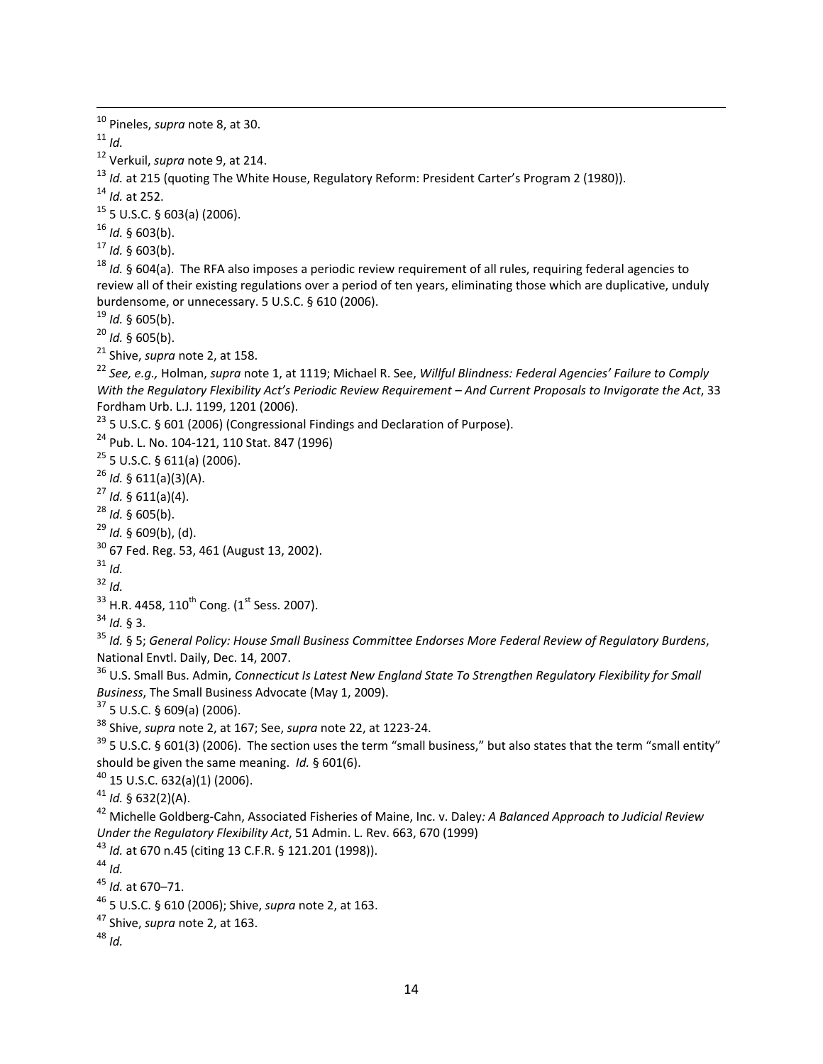[10] Pineles, *supra* note 8, at 30.

[11] *Id.*

[12] Verkuil, *supra* note 9, at 214.

[13] *Id.* at 215 (quoting The White House, Regulatory Reform: President Carter's Program 2 (1980)).

[14] *Id.* at 252.

[15] 5 U.S.C. § 603(a) (2006).

[16] *Id.* § 603(b).

[17] *Id.* § 603(b).

[18] *Id.* § 604(a). The RFA also imposes a periodic review requirement of all rules, requiring federal agencies to review all of their existing regulations over a period of ten years, eliminating those which are duplicative, unduly burdensome, or unnecessary. 5 U.S.C. § 610 (2006).

[19] *Id.* § 605(b).

[20] *Id.* § 605(b).

[21] Shive, *supra* note 2, at 158.

[22] *See, e.g.,* Holman, *supra* note 1, at 1119; Michael R. See, *Willful Blindness: Federal Agencies' Failure to Comply With the Regulatory Flexibility Act's Periodic Review Requirement – And Current Proposals to Invigorate the Act*, 33 Fordham Urb. L.J. 1199, 1201 (2006).

[23] 5 U.S.C. § 601 (2006) (Congressional Findings and Declaration of Purpose).

[24] Pub. L. No. 104-121, 110 Stat. 847 (1996)

[25] 5 U.S.C. § 611(a) (2006).

[26] *Id.* § 611(a)(3)(A).

[27] *Id.* § 611(a)(4).

[28] *Id.* § 605(b).

[29] *Id.* § 609(b), (d).

[30] 67 Fed. Reg. 53, 461 (August 13, 2002).

[31] *Id.*

[32] *Id.*

[33] H.R. 4458, 110th Cong. (1st Sess. 2007).

[34] *Id.* § 3.

[35] *Id.* § 5; *General Policy: House Small Business Committee Endorses More Federal Review of Regulatory Burdens*, National Envtl. Daily, Dec. 14, 2007.

[36] U.S. Small Bus. Admin, *Connecticut Is Latest New England State To Strengthen Regulatory Flexibility for Small Business*, The Small Business Advocate (May 1, 2009).

[37] 5 U.S.C. § 609(a) (2006).

[38] Shive, *supra* note 2, at 167; See, *supra* note 22, at 1223-24.

[39] 5 U.S.C. § 601(3) (2006). The section uses the term "small business," but also states that the term "small entity" should be given the same meaning. *Id.* § 601(6).

[40] 15 U.S.C. 632(a)(1) (2006).

[41] *Id.* § 632(2)(A).

[42] Michelle Goldberg-Cahn, Associated Fisheries of Maine, Inc. v. Daley*: A Balanced Approach to Judicial Review Under the Regulatory Flexibility Act*, 51 Admin. L. Rev. 663, 670 (1999)

[43] *Id.* at 670 n.45 (citing 13 C.F.R. § 121.201 (1998)).

[44] *Id.*

[45] *Id.* at 670–71.

[46] 5 U.S.C. § 610 (2006); Shive, *supra* note 2, at 163.

[47] Shive, *supra* note 2, at 163.

[48] *Id.*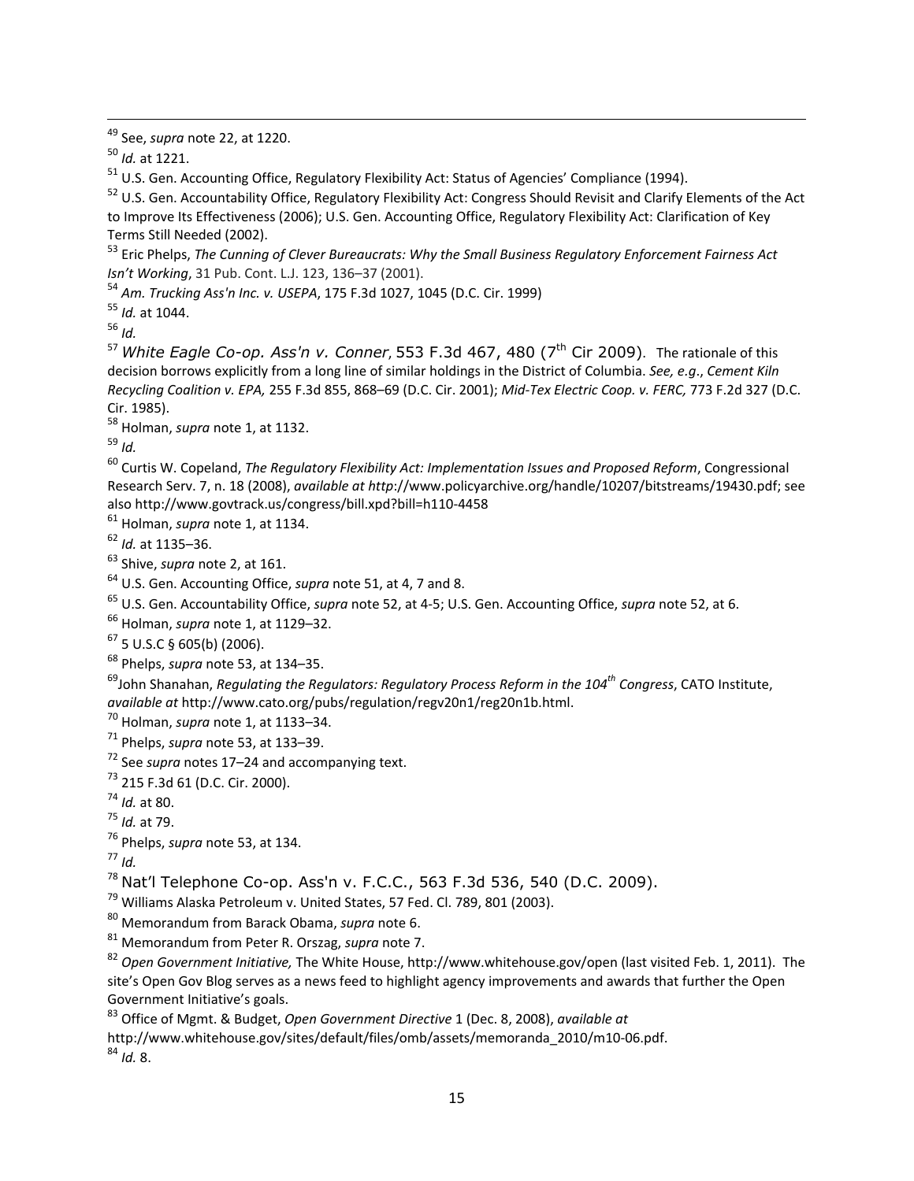[49] See, *supra* note 22, at 1220.

[50] *Id.* at 1221.

[51] U.S. Gen. Accounting Office, Regulatory Flexibility Act: Status of Agencies' Compliance (1994).

[52] U.S. Gen. Accountability Office, Regulatory Flexibility Act: Congress Should Revisit and Clarify Elements of the Act to Improve Its Effectiveness (2006); U.S. Gen. Accounting Office, Regulatory Flexibility Act: Clarification of Key Terms Still Needed (2002).

[53] Eric Phelps, *The Cunning of Clever Bureaucrats: Why the Small Business Regulatory Enforcement Fairness Act Isn't Working*, 31 Pub. Cont. L.J. 123, 136–37 (2001).

[54] *Am. Trucking Ass'n Inc. v. USEPA*, 175 F.3d 1027, 1045 (D.C. Cir. 1999)

[55] *Id.* at 1044.

[56] *Id.*

[57] *White Eagle Co-op. Ass'n v. Conner*, 553 F.3d 467, 480 (7th Cir 2009). The rationale of this decision borrows explicitly from a long line of similar holdings in the District of Columbia. *See, e.g.*, *Cement Kiln Recycling Coalition v. EPA,* 255 F.3d 855, 868–69 (D.C. Cir. 2001); *Mid-Tex Electric Coop. v. FERC,* 773 F.2d 327 (D.C. Cir. 1985).

[58] Holman, *supra* note 1, at 1132.

[59] *Id.*

[60] Curtis W. Copeland, *The Regulatory Flexibility Act: Implementation Issues and Proposed Reform*, Congressional Research Serv. 7, n. 18 (2008), *available at http*://www.policyarchive.org/handle/10207/bitstreams/19430.pdf; see also http://www.govtrack.us/congress/bill.xpd?bill=h110-4458

[61] Holman, *supra* note 1, at 1134.

[62] *Id.* at 1135–36.

[63] Shive, *supra* note 2, at 161.

[64] U.S. Gen. Accounting Office, *supra* note 51, at 4, 7 and 8.

[65] U.S. Gen. Accountability Office, *supra* note 52, at 4-5; U.S. Gen. Accounting Office, *supra* note 52, at 6.

[66] Holman, *supra* note 1, at 1129–32.

[67] 5 U.S.C § 605(b) (2006).

[68] Phelps, *supra* note 53, at 134–35.

[69] John Shanahan, *Regulating the Regulators: Regulatory Process Reform in the 104th Congress*, CATO Institute, *available at* http://www.cato.org/pubs/regulation/regv20n1/reg20n1b.html.

[70] Holman, *supra* note 1, at 1133–34.

[71] Phelps, *supra* note 53, at 133–39.

[72] See *supra* notes 17–24 and accompanying text.

[73] 215 F.3d 61 (D.C. Cir. 2000).

[74] *Id.* at 80.

[75] *Id.* at 79.

[76] Phelps, *supra* note 53, at 134.

[77] *Id.*

[78] Nat'l Telephone Co-op. Ass'n v. F.C.C., 563 F.3d 536, 540 (D.C. 2009).

[79] Williams Alaska Petroleum v. United States, 57 Fed. Cl. 789, 801 (2003).

[80] Memorandum from Barack Obama, *supra* note 6.

[81] Memorandum from Peter R. Orszag, *supra* note 7.

[82] *Open Government Initiative,* The White House, http://www.whitehouse.gov/open (last visited Feb. 1, 2011). The site's Open Gov Blog serves as a news feed to highlight agency improvements and awards that further the Open Government Initiative's goals.

[83] Office of Mgmt. & Budget, *Open Government Directive* 1 (Dec. 8, 2008), *available at* http://www.whitehouse.gov/sites/default/files/omb/assets/memoranda_2010/m10-06.pdf.

[84] *Id.* 8.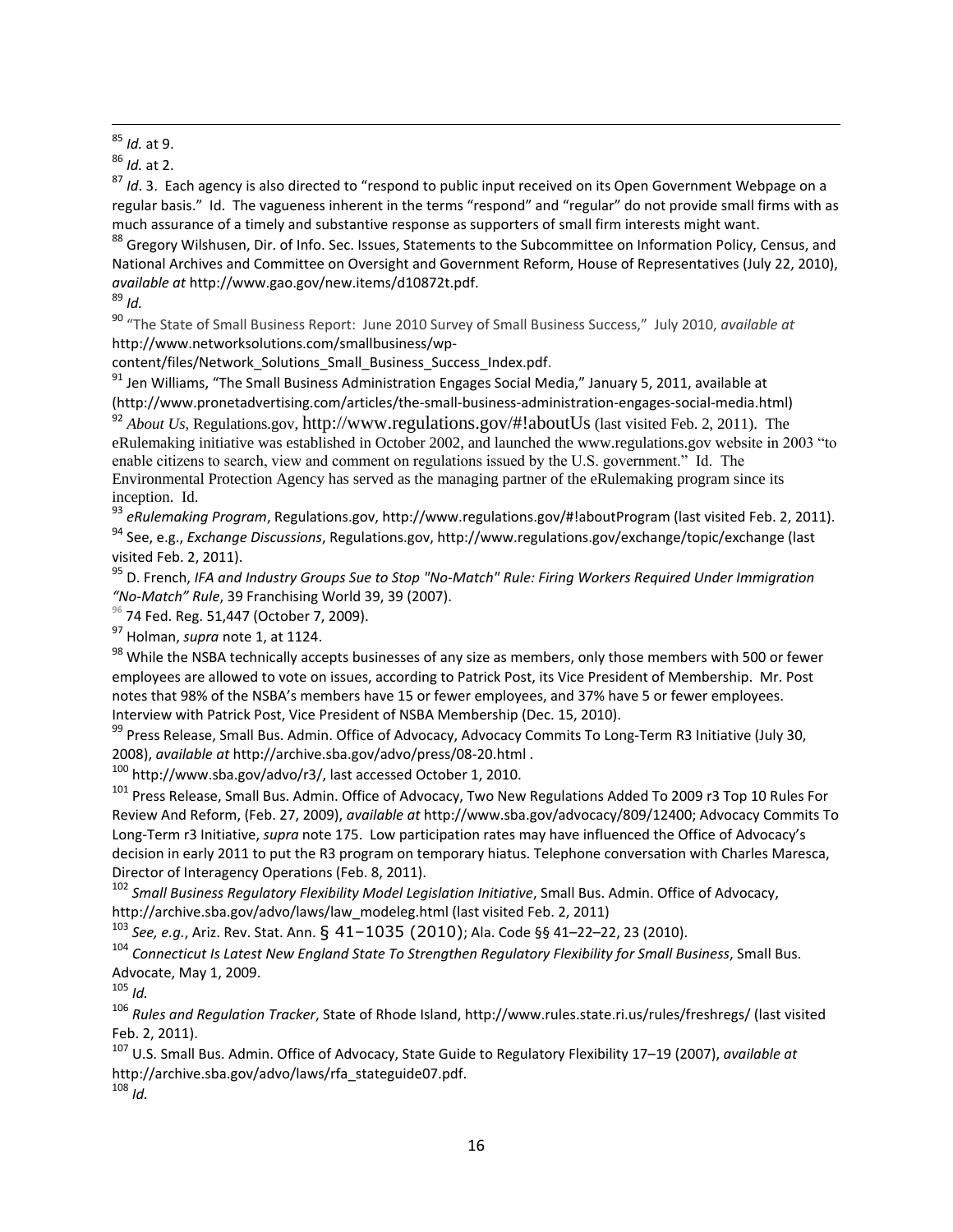[85] *Id.* at 9.

[86] *Id.* at 2.

[87] *Id*. 3. Each agency is also directed to "respond to public input received on its Open Government Webpage on a regular basis." Id. The vagueness inherent in the terms "respond" and "regular" do not provide small firms with as much assurance of a timely and substantive response as supporters of small firm interests might want.

[88] Gregory Wilshusen, Dir. of Info. Sec. Issues, Statements to the Subcommittee on Information Policy, Census, and National Archives and Committee on Oversight and Government Reform, House of Representatives (July 22, 2010), *available at* http://www.gao.gov/new.items/d10872t.pdf.

[89] *Id.*

[90] "The State of Small Business Report: June 2010 Survey of Small Business Success," July 2010, *available at* http://www.networksolutions.com/smallbusiness/wp-content/files/Network_Solutions_Small_Business_Success_Index.pdf.

[91] Jen Williams, "The Small Business Administration Engages Social Media," January 5, 2011, available at (http://www.pronetadvertising.com/articles/the-small-business-administration-engages-social-media.html)

[92] *About Us*, Regulations.gov, http://www.regulations.gov/#!aboutUs (last visited Feb. 2, 2011). The eRulemaking initiative was established in October 2002, and launched the www.regulations.gov website in 2003 "to enable citizens to search, view and comment on regulations issued by the U.S. government." Id. The Environmental Protection Agency has served as the managing partner of the eRulemaking program since its inception. Id.

[93] *eRulemaking Program*, Regulations.gov, http://www.regulations.gov/#!aboutProgram (last visited Feb. 2, 2011).

[94] See, e.g., *Exchange Discussions*, Regulations.gov, http://www.regulations.gov/exchange/topic/exchange (last visited Feb. 2, 2011).

[95] D. French, *IFA and Industry Groups Sue to Stop "No-Match" Rule: Firing Workers Required Under Immigration "No-Match" Rule*, 39 Franchising World 39, 39 (2007).

[96] 74 Fed. Reg. 51,447 (October 7, 2009).

[97] Holman, *supra* note 1, at 1124.

[98] While the NSBA technically accepts businesses of any size as members, only those members with 500 or fewer employees are allowed to vote on issues, according to Patrick Post, its Vice President of Membership. Mr. Post notes that 98% of the NSBA's members have 15 or fewer employees, and 37% have 5 or fewer employees. Interview with Patrick Post, Vice President of NSBA Membership (Dec. 15, 2010).

[99] Press Release, Small Bus. Admin. Office of Advocacy, Advocacy Commits To Long-Term R3 Initiative (July 30, 2008), *available at* http://archive.sba.gov/advo/press/08-20.html .

[100] http://www.sba.gov/advo/r3/, last accessed October 1, 2010.

[101] Press Release, Small Bus. Admin. Office of Advocacy, Two New Regulations Added To 2009 r3 Top 10 Rules For Review And Reform, (Feb. 27, 2009), *available at* http://www.sba.gov/advocacy/809/12400; Advocacy Commits To Long-Term r3 Initiative, *supra* note 175. Low participation rates may have influenced the Office of Advocacy's decision in early 2011 to put the R3 program on temporary hiatus. Telephone conversation with Charles Maresca, Director of Interagency Operations (Feb. 8, 2011).

[102] *Small Business Regulatory Flexibility Model Legislation Initiative*, Small Bus. Admin. Office of Advocacy, http://archive.sba.gov/advo/laws/law_modeleg.html (last visited Feb. 2, 2011)

[103] *See, e.g.*, Ariz. Rev. Stat. Ann. § 41−1035 (2010); Ala. Code §§ 41–22–22, 23 (2010).

[104] *Connecticut Is Latest New England State To Strengthen Regulatory Flexibility for Small Business*, Small Bus. Advocate, May 1, 2009.

[105] *Id.*

[106] *Rules and Regulation Tracker*, State of Rhode Island, http://www.rules.state.ri.us/rules/freshregs/ (last visited Feb. 2, 2011).

[107] U.S. Small Bus. Admin. Office of Advocacy, State Guide to Regulatory Flexibility 17–19 (2007), *available at* http://archive.sba.gov/advo/laws/rfa_stateguide07.pdf.

[108] *Id.*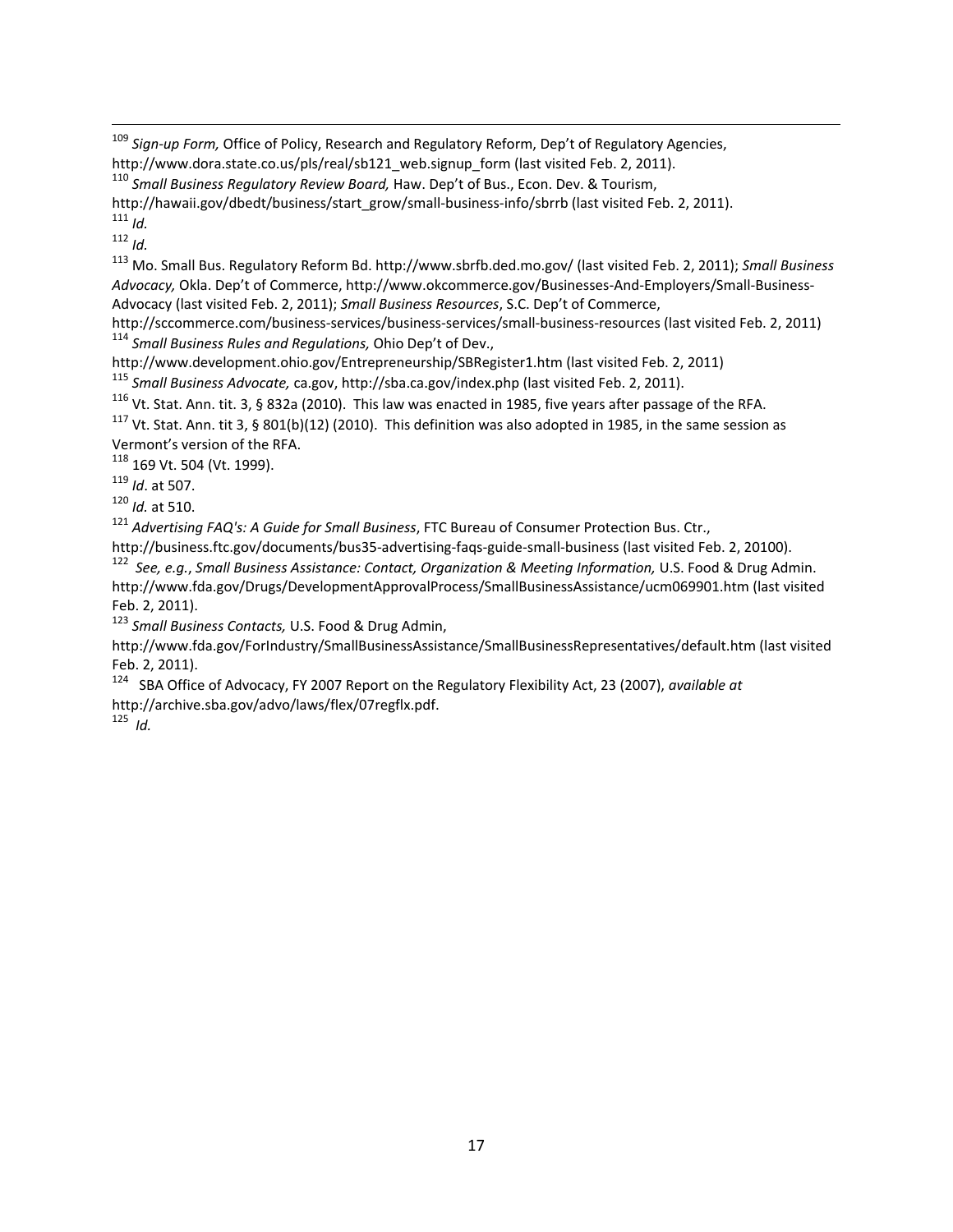[109] *Sign-up Form,* Office of Policy, Research and Regulatory Reform, Dep't of Regulatory Agencies, http://www.dora.state.co.us/pls/real/sb121_web.signup_form (last visited Feb. 2, 2011).

[110] *Small Business Regulatory Review Board,* Haw. Dep't of Bus., Econ. Dev. & Tourism, http://hawaii.gov/dbedt/business/start_grow/small-business-info/sbrrb (last visited Feb. 2, 2011).

[111] *Id.*

[112] *Id.*

[113] Mo. Small Bus. Regulatory Reform Bd. http://www.sbrfb.ded.mo.gov/ (last visited Feb. 2, 2011); *Small Business Advocacy,* Okla. Dep't of Commerce, http://www.okcommerce.gov/Businesses-And-Employers/Small-Business-Advocacy (last visited Feb. 2, 2011); *Small Business Resources*, S.C. Dep't of Commerce, http://sccommerce.com/business-services/business-services/small-business-resources (last visited Feb. 2, 2011)

[114] *Small Business Rules and Regulations,* Ohio Dep't of Dev., http://www.development.ohio.gov/Entrepreneurship/SBRegister1.htm (last visited Feb. 2, 2011)

[115] *Small Business Advocate,* ca.gov, http://sba.ca.gov/index.php (last visited Feb. 2, 2011).

[116] Vt. Stat. Ann. tit. 3, § 832a (2010). This law was enacted in 1985, five years after passage of the RFA.

[117] Vt. Stat. Ann. tit 3, § 801(b)(12) (2010). This definition was also adopted in 1985, in the same session as Vermont's version of the RFA.

[118] 169 Vt. 504 (Vt. 1999).

[119] *Id*. at 507.

[120] *Id.* at 510.

[121] *Advertising FAQ's: A Guide for Small Business*, FTC Bureau of Consumer Protection Bus. Ctr., http://business.ftc.gov/documents/bus35-advertising-faqs-guide-small-business (last visited Feb. 2, 20100).

[122] *See, e.g.*, *Small Business Assistance: Contact, Organization & Meeting Information,* U.S. Food & Drug Admin. http://www.fda.gov/Drugs/DevelopmentApprovalProcess/SmallBusinessAssistance/ucm069901.htm (last visited Feb. 2, 2011).

[123] *Small Business Contacts,* U.S. Food & Drug Admin, http://www.fda.gov/ForIndustry/SmallBusinessAssistance/SmallBusinessRepresentatives/default.htm (last visited Feb. 2, 2011).

[124] SBA Office of Advocacy, FY 2007 Report on the Regulatory Flexibility Act, 23 (2007), *available at* http://archive.sba.gov/advo/laws/flex/07regflx.pdf.

[125] *Id.*